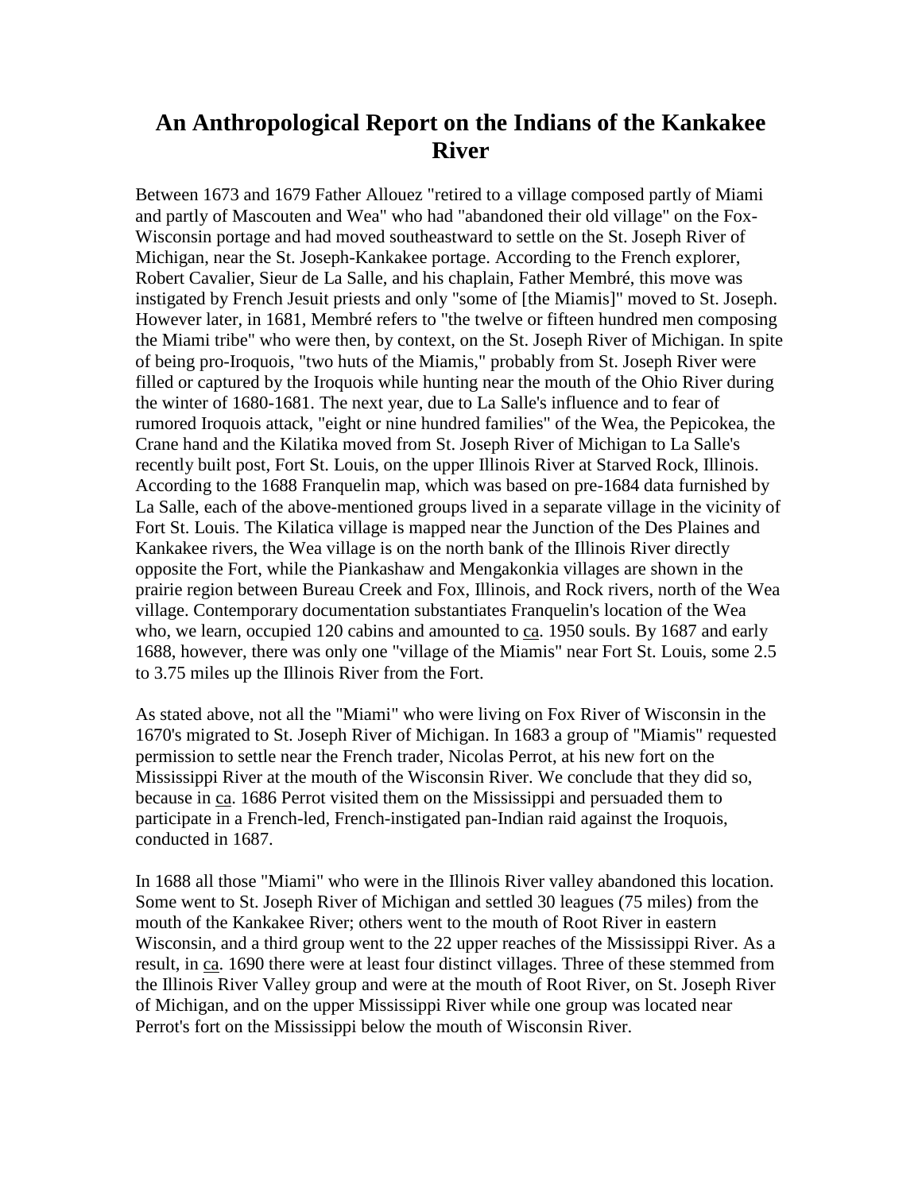# An Anthropological Report on the Indians of the Kankakee River

Between 1673 and 1679 Father Allouez "retired to a village composed partly of Miami and partly of Mascouten and Wea" who had "abandoned their old village" on the Fox-Wisconsin portage and had moved southeastward to settle on the St. Joseph River of Michigan, near the St. Joseph-Kankakee portage. According to the French explorer, Robert Cavalier, Sieur de La Salle, and his chaplain, Father Membré, this move was instigated by French Jesuit priests and only "some of [the Miamis]" moved to St. Joseph. However later, in 1681, Membré refers to "the twelve or fifteen hundred men composing the Miami tribe" who were then, by context, on the St. Joseph River of Michigan. In spite of being pro-Iroquois, "two huts of the Miamis," probably from St. Joseph River were filled or captured by the Iroquois while hunting near the mouth of the Ohio River during the winter of 1680-1681. The next year, due to La Salle's influence and to fear of rumored Iroquois attack, "eight or nine hundred families" of the Wea, the Pepicokea, the Crane hand and the Kilatika moved from St. Joseph River of Michigan to La Salle's recently built post, Fort St. Louis, on the upper Illinois River at Starved Rock, Illinois. According to the 1688 Franquelin map, which was based on pre-1684 data furnished by La Salle, each of the above-mentioned groups lived in a separate village in the vicinity of Fort St. Louis. The Kilatica village is mapped near the Junction of the Des Plaines and Kankakee rivers, the Wea village is on the north bank of the Illinois River directly opposite the Fort, while the Piankashaw and Mengakonkia villages are shown in the prairie region between Bureau Creek and Fox, Illinois, and Rock rivers, north of the Wea village. Contemporary documentation substantiates Franquelin's location of the Wea who, we learn, occupied 120 cabins and amounted to ca. 1950 souls. By 1687 and early 1688, however, there was only one "village of the Miamis" near Fort St. Louis, some 2.5 to 3.75 miles up the Illinois River from the Fort.

As stated above, not all the "Miami" who were living on Fox River of Wisconsin in the 1670's migrated to St. Joseph River of Michigan. In 1683 a group of "Miamis" requested permission to settle near the French trader, Nicolas Perrot, at his new fort on the Mississippi River at the mouth of the Wisconsin River. We conclude that they did so, because in ca. 1686 Perrot visited them on the Mississippi and persuaded them to participate in a French-led, French-instigated pan-Indian raid against the Iroquois, conducted in 1687.

In 1688 all those "Miami" who were in the Illinois River valley abandoned this location. Some went to St. Joseph River of Michigan and settled 30 leagues (75 miles) from the mouth of the Kankakee River; others went to the mouth of Root River in eastern Wisconsin, and a third group went to the 22 upper reaches of the Mississippi River. As a result, in ca. 1690 there were at least four distinct villages. Three of these stemmed from the Illinois River Valley group and were at the mouth of Root River, on St. Joseph River of Michigan, and on the upper Mississippi River while one group was located near Perrot's fort on the Mississippi below the mouth of Wisconsin River.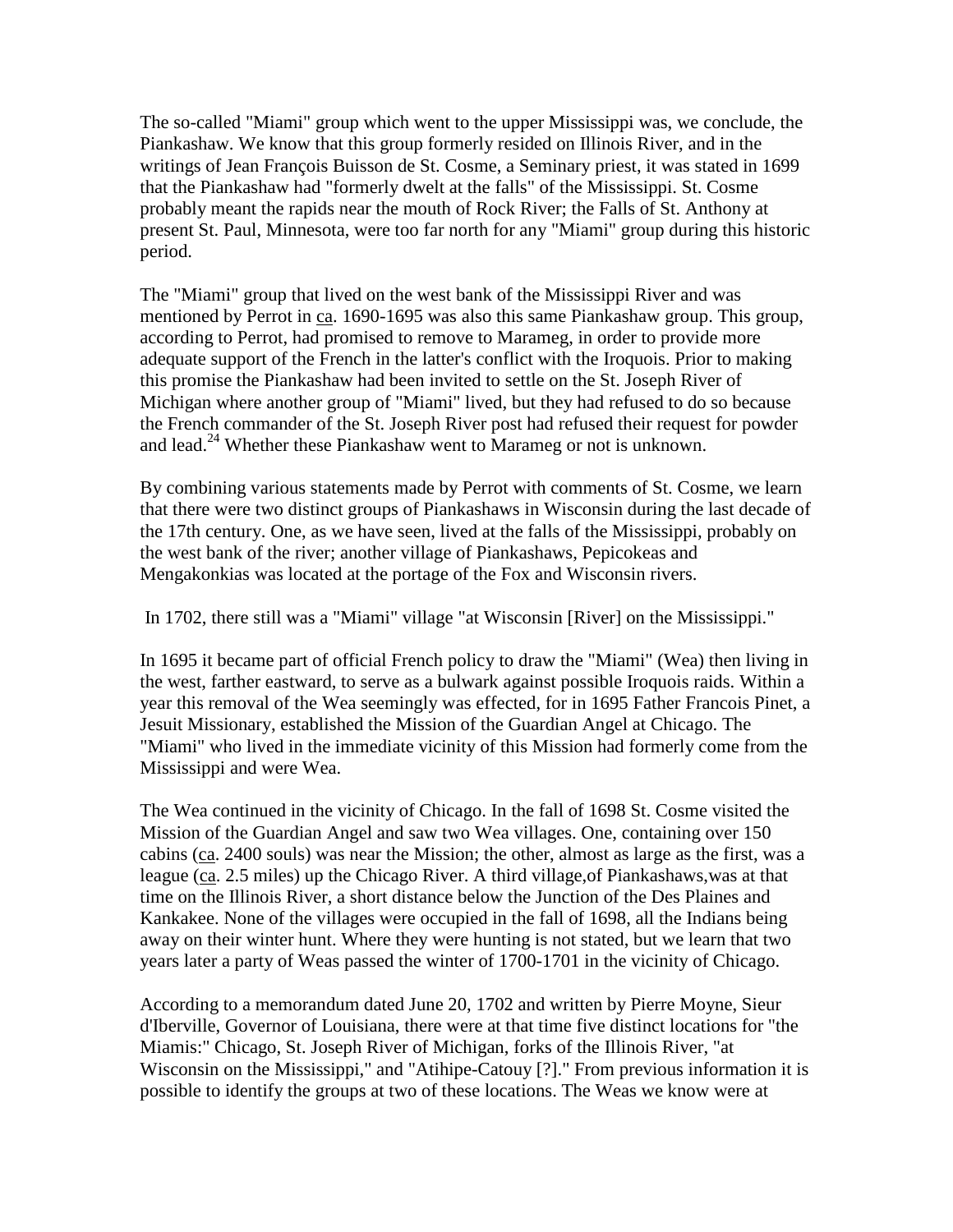The so-called "Miami" group which went to the upper Mississippi was, we conclude, the Piankashaw. We know that this group formerly resided on Illinois River, and in the writings of Jean François Buisson de St. Cosme, a Seminary priest, it was stated in 1699 that the Piankashaw had "formerly dwelt at the falls" of the Mississippi. St. Cosme probably meant the rapids near the mouth of Rock River; the Falls of St. Anthony at present St. Paul, Minnesota, were too far north for any "Miami" group during this historic period.

The "Miami" group that lived on the west bank of the Mississippi River and was mentioned by Perrot in ca. 1690-1695 was also this same Piankashaw group. This group, according to Perrot, had promised to remove to Marameg, in order to provide more adequate support of the French in the latter's conflict with the Iroquois. Prior to making this promise the Piankashaw had been invited to settle on the St. Joseph River of Michigan where another group of "Miami" lived, but they had refused to do so because the French commander of the St. Joseph River post had refused their request for powder and lead.[24] Whether these Piankashaw went to Marameg or not is unknown.

By combining various statements made by Perrot with comments of St. Cosme, we learn that there were two distinct groups of Piankashaws in Wisconsin during the last decade of the 17th century. One, as we have seen, lived at the falls of the Mississippi, probably on the west bank of the river; another village of Piankashaws, Pepicokeas and Mengakonkias was located at the portage of the Fox and Wisconsin rivers.

In 1702, there still was a "Miami" village "at Wisconsin [River] on the Mississippi."

In 1695 it became part of official French policy to draw the "Miami" (Wea) then living in the west, farther eastward, to serve as a bulwark against possible Iroquois raids. Within a year this removal of the Wea seemingly was effected, for in 1695 Father Francois Pinet, a Jesuit Missionary, established the Mission of the Guardian Angel at Chicago. The "Miami" who lived in the immediate vicinity of this Mission had formerly come from the Mississippi and were Wea.

The Wea continued in the vicinity of Chicago. In the fall of 1698 St. Cosme visited the Mission of the Guardian Angel and saw two Wea villages. One, containing over 150 cabins (ca. 2400 souls) was near the Mission; the other, almost as large as the first, was a league (ca. 2.5 miles) up the Chicago River. A third village,of Piankashaws,was at that time on the Illinois River, a short distance below the Junction of the Des Plaines and Kankakee. None of the villages were occupied in the fall of 1698, all the Indians being away on their winter hunt. Where they were hunting is not stated, but we learn that two years later a party of Weas passed the winter of 1700-1701 in the vicinity of Chicago.

According to a memorandum dated June 20, 1702 and written by Pierre Moyne, Sieur d'Iberville, Governor of Louisiana, there were at that time five distinct locations for "the Miamis:" Chicago, St. Joseph River of Michigan, forks of the Illinois River, "at Wisconsin on the Mississippi," and "Atihipe-Catouy [?]." From previous information it is possible to identify the groups at two of these locations. The Weas we know were at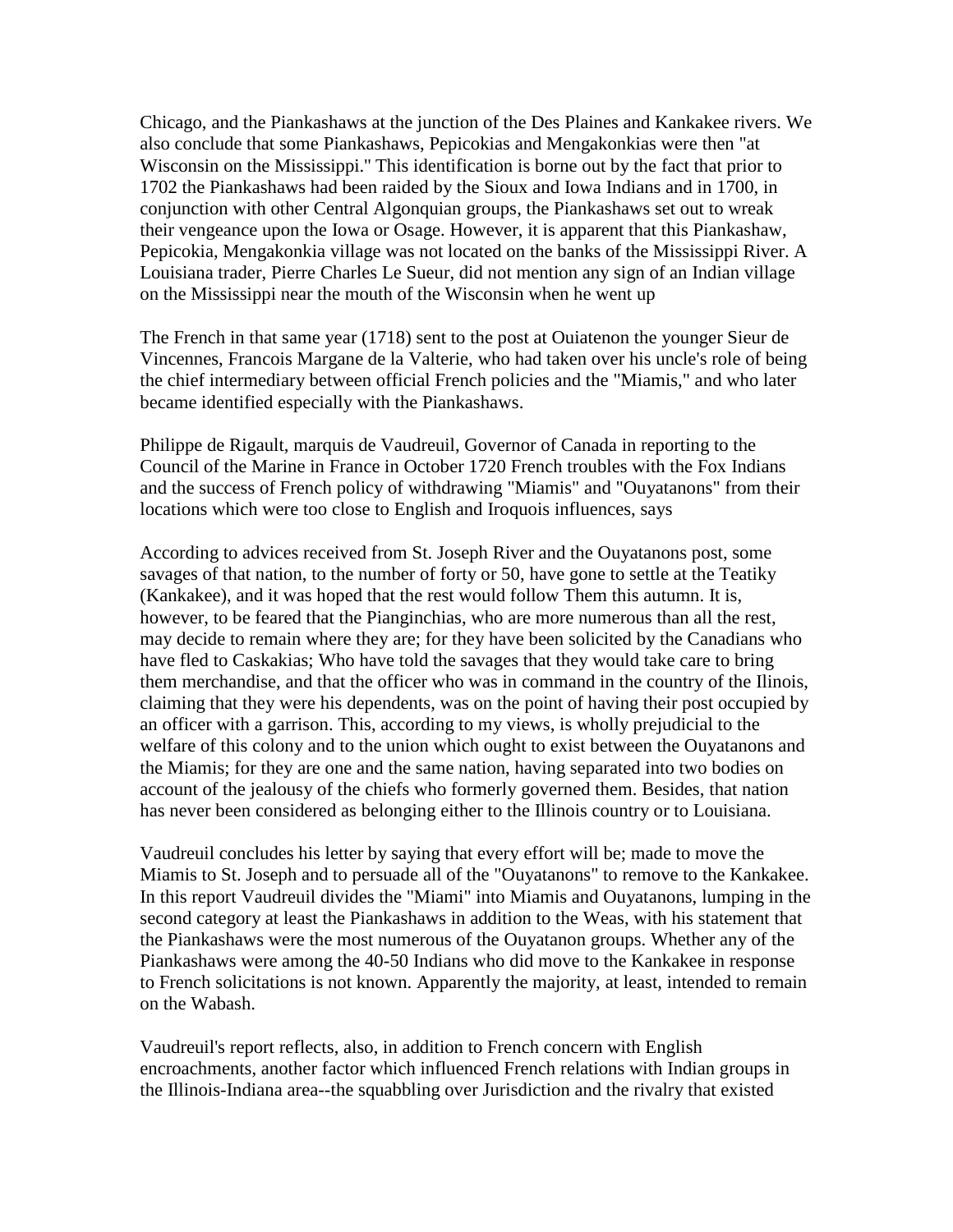Chicago, and the Piankashaws at the junction of the Des Plaines and Kankakee rivers. We also conclude that some Piankashaws, Pepicokias and Mengakonkias were then "at Wisconsin on the Mississippi." This identification is borne out by the fact that prior to 1702 the Piankashaws had been raided by the Sioux and Iowa Indians and in 1700, in conjunction with other Central Algonquian groups, the Piankashaws set out to wreak their vengeance upon the Iowa or Osage. However, it is apparent that this Piankashaw, Pepicokia, Mengakonkia village was not located on the banks of the Mississippi River. A Louisiana trader, Pierre Charles Le Sueur, did not mention any sign of an Indian village on the Mississippi near the mouth of the Wisconsin when he went up

The French in that same year (1718) sent to the post at Ouiatenon the younger Sieur de Vincennes, Francois Margane de la Valterie, who had taken over his uncle's role of being the chief intermediary between official French policies and the "Miamis," and who later became identified especially with the Piankashaws.

Philippe de Rigault, marquis de Vaudreuil, Governor of Canada in reporting to the Council of the Marine in France in October 1720 French troubles with the Fox Indians and the success of French policy of withdrawing "Miamis" and "Ouyatanons" from their locations which were too close to English and Iroquois influences, says

According to advices received from St. Joseph River and the Ouyatanons post, some savages of that nation, to the number of forty or 50, have gone to settle at the Teatiky (Kankakee), and it was hoped that the rest would follow Them this autumn. It is, however, to be feared that the Pianginchias, who are more numerous than all the rest, may decide to remain where they are; for they have been solicited by the Canadians who have fled to Caskakias; Who have told the savages that they would take care to bring them merchandise, and that the officer who was in command in the country of the Ilinois, claiming that they were his dependents, was on the point of having their post occupied by an officer with a garrison. This, according to my views, is wholly prejudicial to the welfare of this colony and to the union which ought to exist between the Ouyatanons and the Miamis; for they are one and the same nation, having separated into two bodies on account of the jealousy of the chiefs who formerly governed them. Besides, that nation has never been considered as belonging either to the Illinois country or to Louisiana.

Vaudreuil concludes his letter by saying that every effort will be; made to move the Miamis to St. Joseph and to persuade all of the "Ouyatanons" to remove to the Kankakee. In this report Vaudreuil divides the "Miami" into Miamis and Ouyatanons, lumping in the second category at least the Piankashaws in addition to the Weas, with his statement that the Piankashaws were the most numerous of the Ouyatanon groups. Whether any of the Piankashaws were among the 40-50 Indians who did move to the Kankakee in response to French solicitations is not known. Apparently the majority, at least, intended to remain on the Wabash.

Vaudreuil's report reflects, also, in addition to French concern with English encroachments, another factor which influenced French relations with Indian groups in the Illinois-Indiana area--the squabbling over Jurisdiction and the rivalry that existed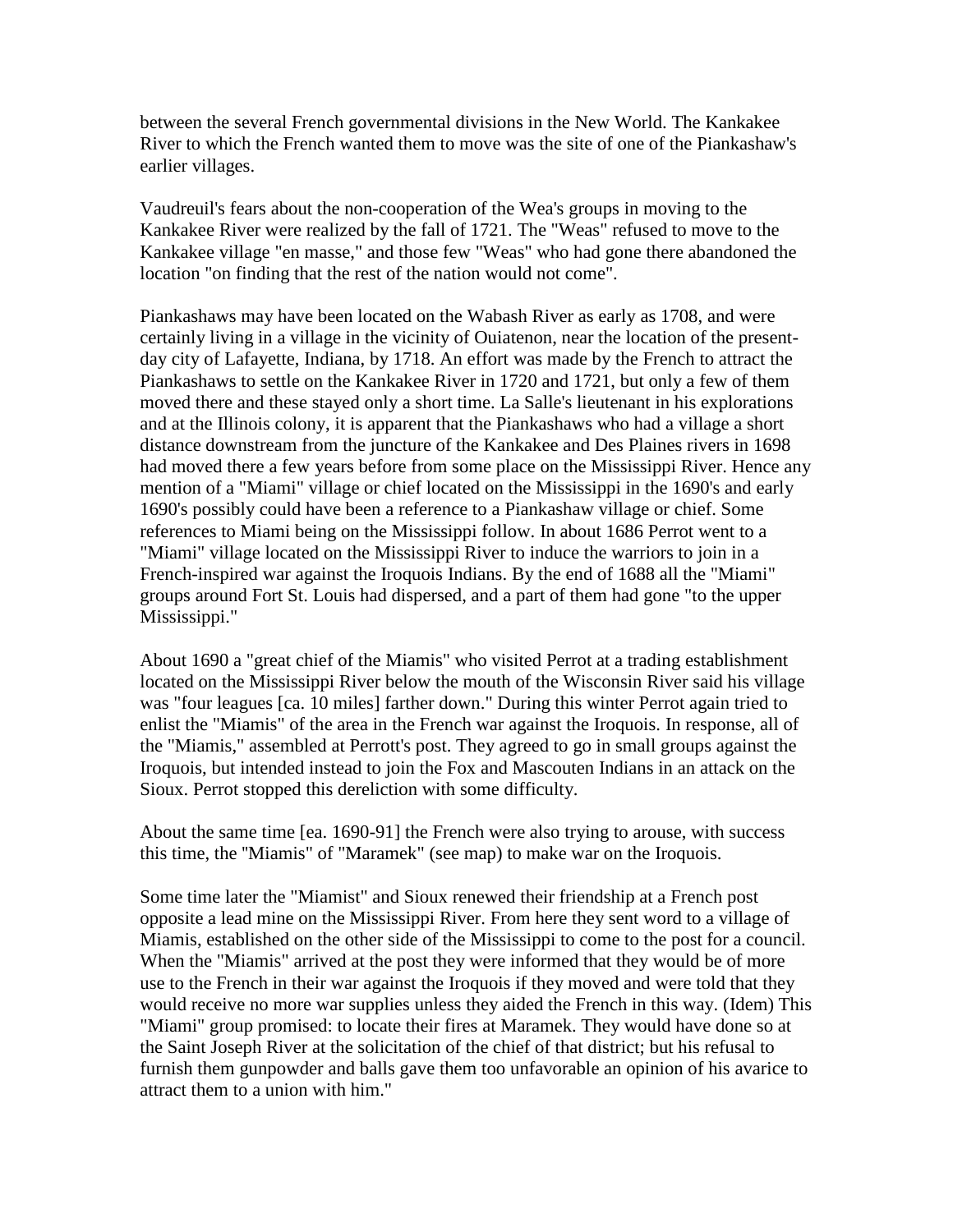between the several French governmental divisions in the New World. The Kankakee River to which the French wanted them to move was the site of one of the Piankashaw's earlier villages.

Vaudreuil's fears about the non-cooperation of the Wea's groups in moving to the Kankakee River were realized by the fall of 1721. The "Weas" refused to move to the Kankakee village "en masse," and those few "Weas" who had gone there abandoned the location "on finding that the rest of the nation would not come".

Piankashaws may have been located on the Wabash River as early as 1708, and were certainly living in a village in the vicinity of Ouiatenon, near the location of the present-day city of Lafayette, Indiana, by 1718. An effort was made by the French to attract the Piankashaws to settle on the Kankakee River in 1720 and 1721, but only a few of them moved there and these stayed only a short time. La Salle's lieutenant in his explorations and at the Illinois colony, it is apparent that the Piankashaws who had a village a short distance downstream from the juncture of the Kankakee and Des Plaines rivers in 1698 had moved there a few years before from some place on the Mississippi River. Hence any mention of a "Miami" village or chief located on the Mississippi in the 1690's and early 1690's possibly could have been a reference to a Piankashaw village or chief. Some references to Miami being on the Mississippi follow. In about 1686 Perrot went to a "Miami" village located on the Mississippi River to induce the warriors to join in a French-inspired war against the Iroquois Indians. By the end of 1688 all the "Miami" groups around Fort St. Louis had dispersed, and a part of them had gone "to the upper Mississippi."

About 1690 a "great chief of the Miamis" who visited Perrot at a trading establishment located on the Mississippi River below the mouth of the Wisconsin River said his village was "four leagues [ca. 10 miles] farther down." During this winter Perrot again tried to enlist the "Miamis" of the area in the French war against the Iroquois. In response, all of the "Miamis," assembled at Perrott's post. They agreed to go in small groups against the Iroquois, but intended instead to join the Fox and Mascouten Indians in an attack on the Sioux. Perrot stopped this dereliction with some difficulty.

About the same time [ea. 1690-91] the French were also trying to arouse, with success this time, the "Miamis" of "Maramek" (see map) to make war on the Iroquois.

Some time later the "Miamist" and Sioux renewed their friendship at a French post opposite a lead mine on the Mississippi River. From here they sent word to a village of Miamis, established on the other side of the Mississippi to come to the post for a council. When the "Miamis" arrived at the post they were informed that they would be of more use to the French in their war against the Iroquois if they moved and were told that they would receive no more war supplies unless they aided the French in this way. (Idem) This "Miami" group promised: to locate their fires at Maramek. They would have done so at the Saint Joseph River at the solicitation of the chief of that district; but his refusal to furnish them gunpowder and balls gave them too unfavorable an opinion of his avarice to attract them to a union with him."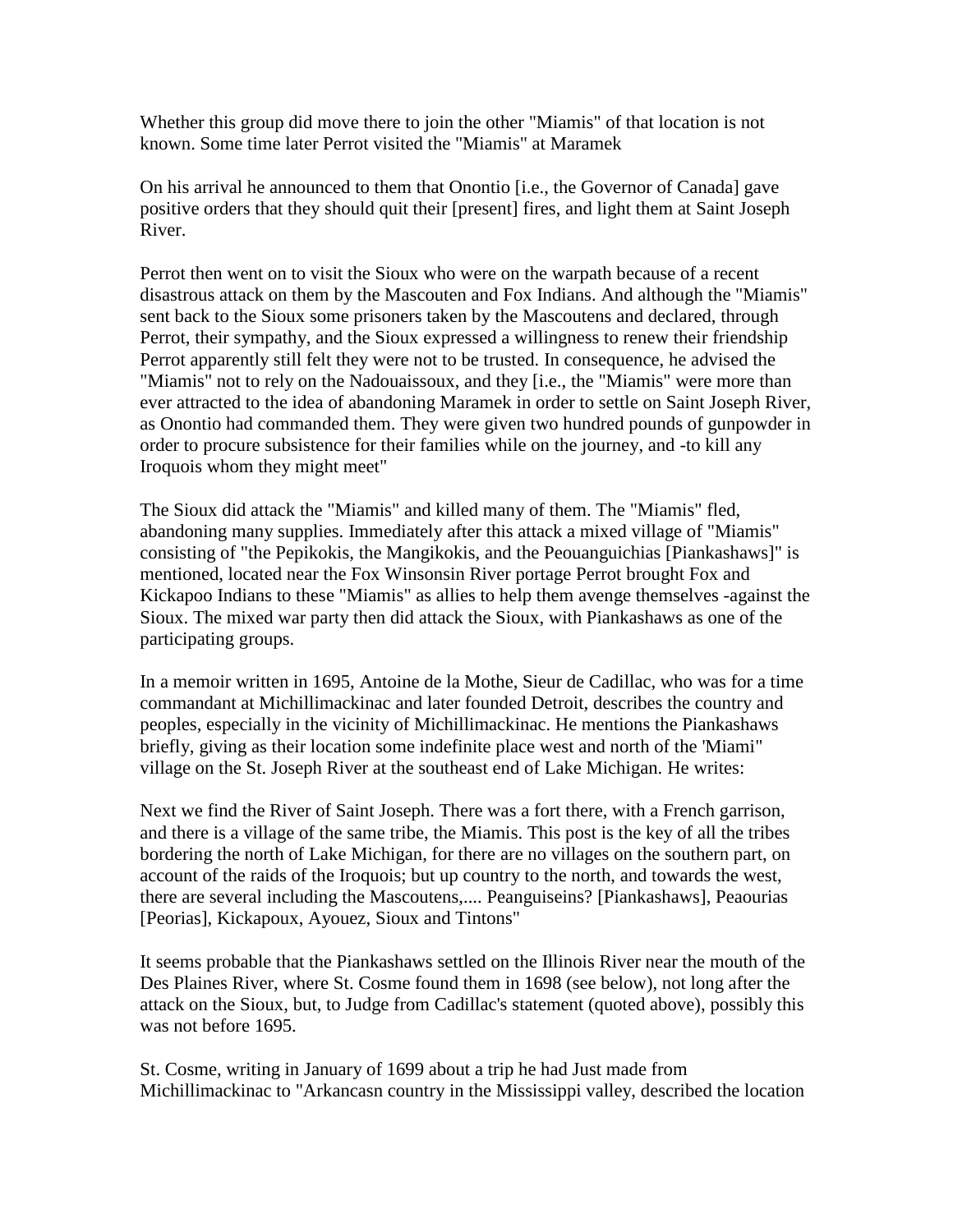Whether this group did move there to join the other "Miamis" of that location is not known. Some time later Perrot visited the "Miamis" at Maramek

On his arrival he announced to them that Onontio [i.e., the Governor of Canada] gave positive orders that they should quit their [present] fires, and light them at Saint Joseph River.

Perrot then went on to visit the Sioux who were on the warpath because of a recent disastrous attack on them by the Mascouten and Fox Indians. And although the "Miamis" sent back to the Sioux some prisoners taken by the Mascoutens and declared, through Perrot, their sympathy, and the Sioux expressed a willingness to renew their friendship Perrot apparently still felt they were not to be trusted. In consequence, he advised the "Miamis" not to rely on the Nadouaissoux, and they [i.e., the "Miamis" were more than ever attracted to the idea of abandoning Maramek in order to settle on Saint Joseph River, as Onontio had commanded them. They were given two hundred pounds of gunpowder in order to procure subsistence for their families while on the journey, and -to kill any Iroquois whom they might meet"

The Sioux did attack the "Miamis" and killed many of them. The "Miamis" fled, abandoning many supplies. Immediately after this attack a mixed village of "Miamis" consisting of "the Pepikokis, the Mangikokis, and the Peouanguichias [Piankashaws]" is mentioned, located near the Fox Winsonsin River portage Perrot brought Fox and Kickapoo Indians to these "Miamis" as allies to help them avenge themselves -against the Sioux. The mixed war party then did attack the Sioux, with Piankashaws as one of the participating groups.

In a memoir written in 1695, Antoine de la Mothe, Sieur de Cadillac, who was for a time commandant at Michillimackinac and later founded Detroit, describes the country and peoples, especially in the vicinity of Michillimackinac. He mentions the Piankashaws briefly, giving as their location some indefinite place west and north of the 'Miami" village on the St. Joseph River at the southeast end of Lake Michigan. He writes:

Next we find the River of Saint Joseph. There was a fort there, with a French garrison, and there is a village of the same tribe, the Miamis. This post is the key of all the tribes bordering the north of Lake Michigan, for there are no villages on the southern part, on account of the raids of the Iroquois; but up country to the north, and towards the west, there are several including the Mascoutens,.... Peanguiseins? [Piankashaws], Peaourias [Peorias], Kickapoux, Ayouez, Sioux and Tintons"

It seems probable that the Piankashaws settled on the Illinois River near the mouth of the Des Plaines River, where St. Cosme found them in 1698 (see below), not long after the attack on the Sioux, but, to Judge from Cadillac's statement (quoted above), possibly this was not before 1695.

St. Cosme, writing in January of 1699 about a trip he had Just made from Michillimackinac to "Arkancasn country in the Mississippi valley, described the location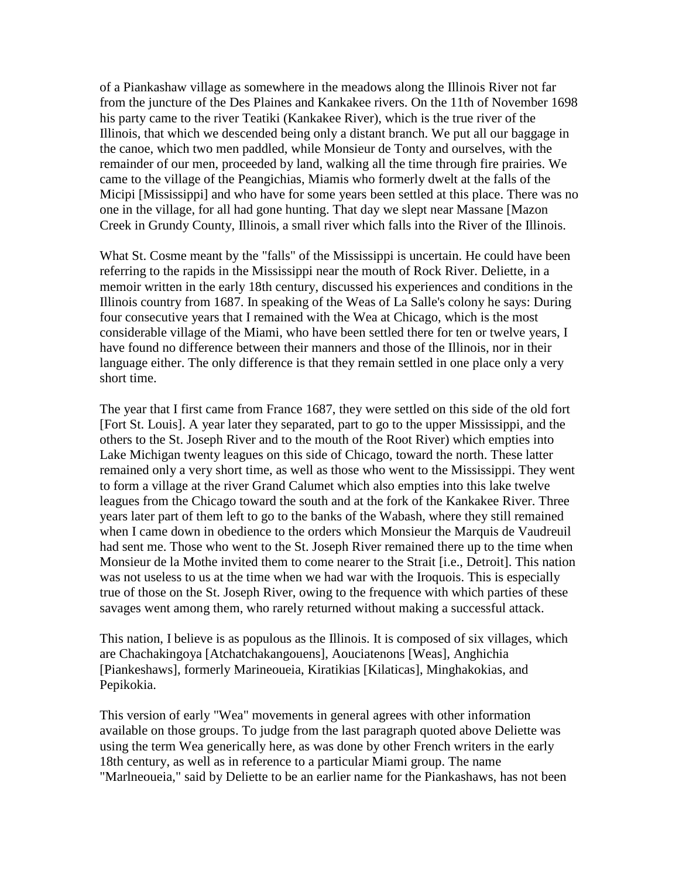of a Piankashaw village as somewhere in the meadows along the Illinois River not far from the juncture of the Des Plaines and Kankakee rivers. On the 11th of November 1698 his party came to the river Teatiki (Kankakee River), which is the true river of the Illinois, that which we descended being only a distant branch. We put all our baggage in the canoe, which two men paddled, while Monsieur de Tonty and ourselves, with the remainder of our men, proceeded by land, walking all the time through fire prairies. We came to the village of the Peangichias, Miamis who formerly dwelt at the falls of the Micipi [Mississippi] and who have for some years been settled at this place. There was no one in the village, for all had gone hunting. That day we slept near Massane [Mazon Creek in Grundy County, Illinois, a small river which falls into the River of the Illinois.

What St. Cosme meant by the "falls" of the Mississippi is uncertain. He could have been referring to the rapids in the Mississippi near the mouth of Rock River. Deliette, in a memoir written in the early 18th century, discussed his experiences and conditions in the Illinois country from 1687. In speaking of the Weas of La Salle's colony he says: During four consecutive years that I remained with the Wea at Chicago, which is the most considerable village of the Miami, who have been settled there for ten or twelve years, I have found no difference between their manners and those of the Illinois, nor in their language either. The only difference is that they remain settled in one place only a very short time.

The year that I first came from France 1687, they were settled on this side of the old fort [Fort St. Louis]. A year later they separated, part to go to the upper Mississippi, and the others to the St. Joseph River and to the mouth of the Root River) which empties into Lake Michigan twenty leagues on this side of Chicago, toward the north. These latter remained only a very short time, as well as those who went to the Mississippi. They went to form a village at the river Grand Calumet which also empties into this lake twelve leagues from the Chicago toward the south and at the fork of the Kankakee River. Three years later part of them left to go to the banks of the Wabash, where they still remained when I came down in obedience to the orders which Monsieur the Marquis de Vaudreuil had sent me. Those who went to the St. Joseph River remained there up to the time when Monsieur de la Mothe invited them to come nearer to the Strait [i.e., Detroit]. This nation was not useless to us at the time when we had war with the Iroquois. This is especially true of those on the St. Joseph River, owing to the frequence with which parties of these savages went among them, who rarely returned without making a successful attack.

This nation, I believe is as populous as the Illinois. It is composed of six villages, which are Chachakingoya [Atchatchakangouens], Aouciatenons [Weas], Anghichia [Piankeshaws], formerly Marineoueia, Kiratikias [Kilaticas], Minghakokias, and Pepikokia.

This version of early "Wea" movements in general agrees with other information available on those groups. To judge from the last paragraph quoted above Deliette was using the term Wea generically here, as was done by other French writers in the early 18th century, as well as in reference to a particular Miami group. The name "Marlneoueia," said by Deliette to be an earlier name for the Piankashaws, has not been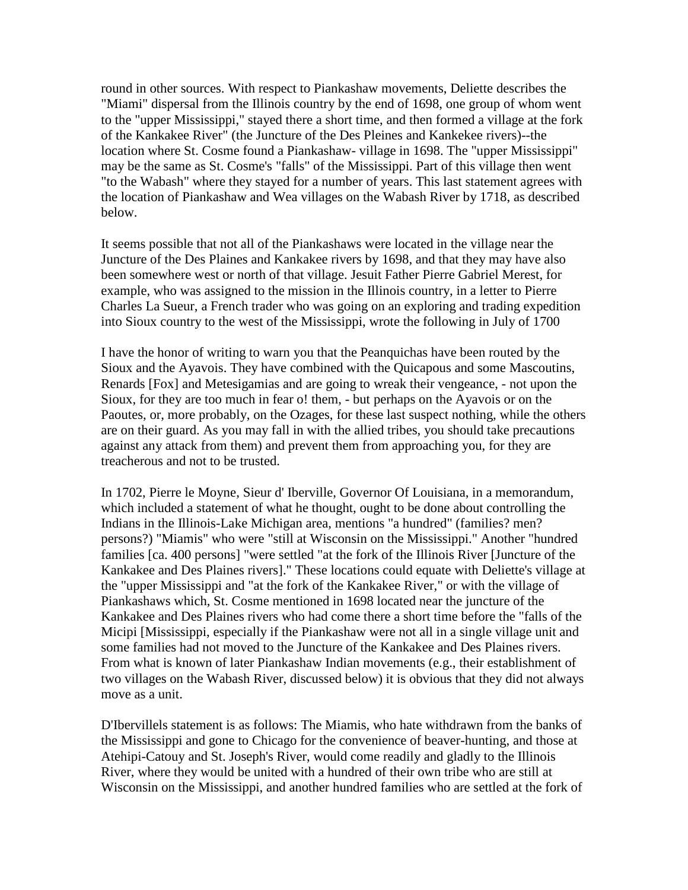round in other sources. With respect to Piankashaw movements, Deliette describes the "Miami" dispersal from the Illinois country by the end of 1698, one group of whom went to the "upper Mississippi," stayed there a short time, and then formed a village at the fork of the Kankakee River" (the Juncture of the Des Pleines and Kankekee rivers)--the location where St. Cosme found a Piankashaw- village in 1698. The "upper Mississippi" may be the same as St. Cosme's "falls" of the Mississippi. Part of this village then went "to the Wabash" where they stayed for a number of years. This last statement agrees with the location of Piankashaw and Wea villages on the Wabash River by 1718, as described below.

It seems possible that not all of the Piankashaws were located in the village near the Juncture of the Des Plaines and Kankakee rivers by 1698, and that they may have also been somewhere west or north of that village. Jesuit Father Pierre Gabriel Merest, for example, who was assigned to the mission in the Illinois country, in a letter to Pierre Charles La Sueur, a French trader who was going on an exploring and trading expedition into Sioux country to the west of the Mississippi, wrote the following in July of 1700

I have the honor of writing to warn you that the Peanquichas have been routed by the Sioux and the Ayavois. They have combined with the Quicapous and some Mascoutins, Renards [Fox] and Metesigamias and are going to wreak their vengeance, - not upon the Sioux, for they are too much in fear o! them, - but perhaps on the Ayavois or on the Paoutes, or, more probably, on the Ozages, for these last suspect nothing, while the others are on their guard. As you may fall in with the allied tribes, you should take precautions against any attack from them) and prevent them from approaching you, for they are treacherous and not to be trusted.

In 1702, Pierre le Moyne, Sieur d' Iberville, Governor Of Louisiana, in a memorandum, which included a statement of what he thought, ought to be done about controlling the Indians in the Illinois-Lake Michigan area, mentions "a hundred" (families? men? persons?) "Miamis" who were "still at Wisconsin on the Mississippi." Another "hundred families [ca. 400 persons] "were settled "at the fork of the Illinois River [Juncture of the Kankakee and Des Plaines rivers]." These locations could equate with Deliette's village at the "upper Mississippi and "at the fork of the Kankakee River," or with the village of Piankashaws which, St. Cosme mentioned in 1698 located near the juncture of the Kankakee and Des Plaines rivers who had come there a short time before the "falls of the Micipi [Mississippi, especially if the Piankashaw were not all in a single village unit and some families had not moved to the Juncture of the Kankakee and Des Plaines rivers. From what is known of later Piankashaw Indian movements (e.g., their establishment of two villages on the Wabash River, discussed below) it is obvious that they did not always move as a unit.

D'Ibervillels statement is as follows: The Miamis, who hate withdrawn from the banks of the Mississippi and gone to Chicago for the convenience of beaver-hunting, and those at Atehipi-Catouy and St. Joseph's River, would come readily and gladly to the Illinois River, where they would be united with a hundred of their own tribe who are still at Wisconsin on the Mississippi, and another hundred families who are settled at the fork of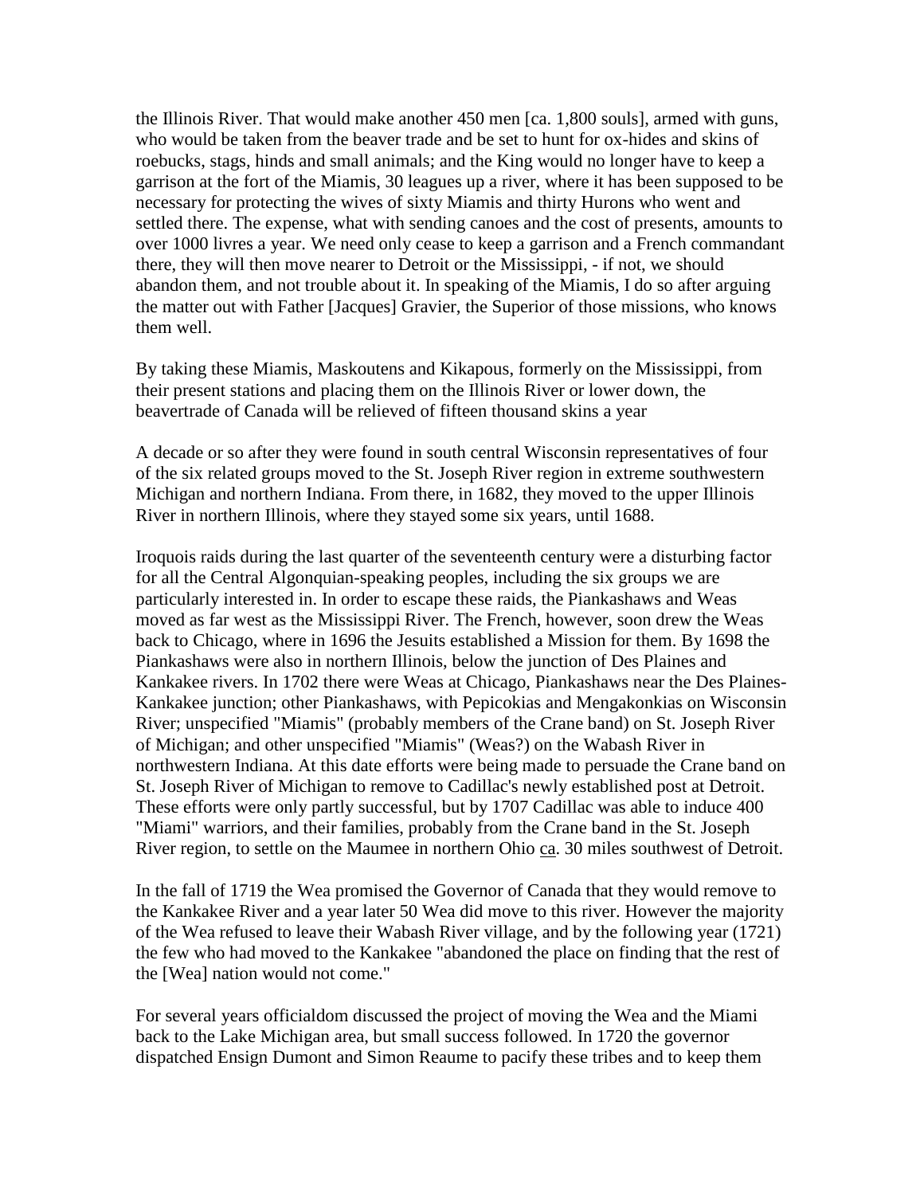the Illinois River. That would make another 450 men [ca. 1,800 souls], armed with guns, who would be taken from the beaver trade and be set to hunt for ox-hides and skins of roebucks, stags, hinds and small animals; and the King would no longer have to keep a garrison at the fort of the Miamis, 30 leagues up a river, where it has been supposed to be necessary for protecting the wives of sixty Miamis and thirty Hurons who went and settled there. The expense, what with sending canoes and the cost of presents, amounts to over 1000 livres a year. We need only cease to keep a garrison and a French commandant there, they will then move nearer to Detroit or the Mississippi, - if not, we should abandon them, and not trouble about it. In speaking of the Miamis, I do so after arguing the matter out with Father [Jacques] Gravier, the Superior of those missions, who knows them well.

By taking these Miamis, Maskoutens and Kikapous, formerly on the Mississippi, from their present stations and placing them on the Illinois River or lower down, the beavertrade of Canada will be relieved of fifteen thousand skins a year

A decade or so after they were found in south central Wisconsin representatives of four of the six related groups moved to the St. Joseph River region in extreme southwestern Michigan and northern Indiana. From there, in 1682, they moved to the upper Illinois River in northern Illinois, where they stayed some six years, until 1688.

Iroquois raids during the last quarter of the seventeenth century were a disturbing factor for all the Central Algonquian-speaking peoples, including the six groups we are particularly interested in. In order to escape these raids, the Piankashaws and Weas moved as far west as the Mississippi River. The French, however, soon drew the Weas back to Chicago, where in 1696 the Jesuits established a Mission for them. By 1698 the Piankashaws were also in northern Illinois, below the junction of Des Plaines and Kankakee rivers. In 1702 there were Weas at Chicago, Piankashaws near the Des Plaines-Kankakee junction; other Piankashaws, with Pepicokias and Mengakonkias on Wisconsin River; unspecified "Miamis" (probably members of the Crane band) on St. Joseph River of Michigan; and other unspecified "Miamis" (Weas?) on the Wabash River in northwestern Indiana. At this date efforts were being made to persuade the Crane band on St. Joseph River of Michigan to remove to Cadillac's newly established post at Detroit. These efforts were only partly successful, but by 1707 Cadillac was able to induce 400 "Miami" warriors, and their families, probably from the Crane band in the St. Joseph River region, to settle on the Maumee in northern Ohio ca. 30 miles southwest of Detroit.

In the fall of 1719 the Wea promised the Governor of Canada that they would remove to the Kankakee River and a year later 50 Wea did move to this river. However the majority of the Wea refused to leave their Wabash River village, and by the following year (1721) the few who had moved to the Kankakee "abandoned the place on finding that the rest of the [Wea] nation would not come."

For several years officialdom discussed the project of moving the Wea and the Miami back to the Lake Michigan area, but small success followed. In 1720 the governor dispatched Ensign Dumont and Simon Reaume to pacify these tribes and to keep them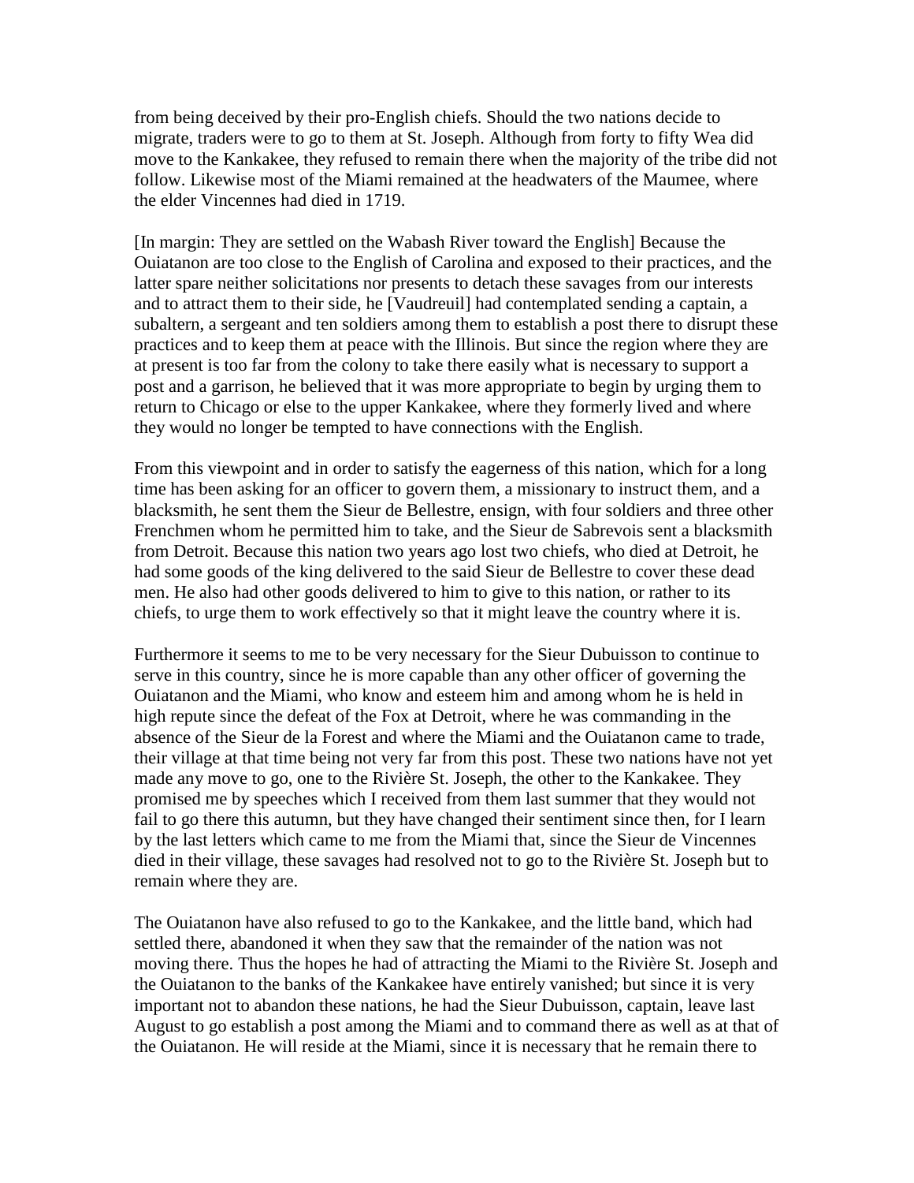from being deceived by their pro-English chiefs. Should the two nations decide to migrate, traders were to go to them at St. Joseph. Although from forty to fifty Wea did move to the Kankakee, they refused to remain there when the majority of the tribe did not follow. Likewise most of the Miami remained at the headwaters of the Maumee, where the elder Vincennes had died in 1719.

[In margin: They are settled on the Wabash River toward the English] Because the Ouiatanon are too close to the English of Carolina and exposed to their practices, and the latter spare neither solicitations nor presents to detach these savages from our interests and to attract them to their side, he [Vaudreuil] had contemplated sending a captain, a subaltern, a sergeant and ten soldiers among them to establish a post there to disrupt these practices and to keep them at peace with the Illinois. But since the region where they are at present is too far from the colony to take there easily what is necessary to support a post and a garrison, he believed that it was more appropriate to begin by urging them to return to Chicago or else to the upper Kankakee, where they formerly lived and where they would no longer be tempted to have connections with the English.

From this viewpoint and in order to satisfy the eagerness of this nation, which for a long time has been asking for an officer to govern them, a missionary to instruct them, and a blacksmith, he sent them the Sieur de Bellestre, ensign, with four soldiers and three other Frenchmen whom he permitted him to take, and the Sieur de Sabrevois sent a blacksmith from Detroit. Because this nation two years ago lost two chiefs, who died at Detroit, he had some goods of the king delivered to the said Sieur de Bellestre to cover these dead men. He also had other goods delivered to him to give to this nation, or rather to its chiefs, to urge them to work effectively so that it might leave the country where it is.

Furthermore it seems to me to be very necessary for the Sieur Dubuisson to continue to serve in this country, since he is more capable than any other officer of governing the Ouiatanon and the Miami, who know and esteem him and among whom he is held in high repute since the defeat of the Fox at Detroit, where he was commanding in the absence of the Sieur de la Forest and where the Miami and the Ouiatanon came to trade, their village at that time being not very far from this post. These two nations have not yet made any move to go, one to the Rivière St. Joseph, the other to the Kankakee. They promised me by speeches which I received from them last summer that they would not fail to go there this autumn, but they have changed their sentiment since then, for I learn by the last letters which came to me from the Miami that, since the Sieur de Vincennes died in their village, these savages had resolved not to go to the Rivière St. Joseph but to remain where they are.

The Ouiatanon have also refused to go to the Kankakee, and the little band, which had settled there, abandoned it when they saw that the remainder of the nation was not moving there. Thus the hopes he had of attracting the Miami to the Rivière St. Joseph and the Ouiatanon to the banks of the Kankakee have entirely vanished; but since it is very important not to abandon these nations, he had the Sieur Dubuisson, captain, leave last August to go establish a post among the Miami and to command there as well as at that of the Ouiatanon. He will reside at the Miami, since it is necessary that he remain there to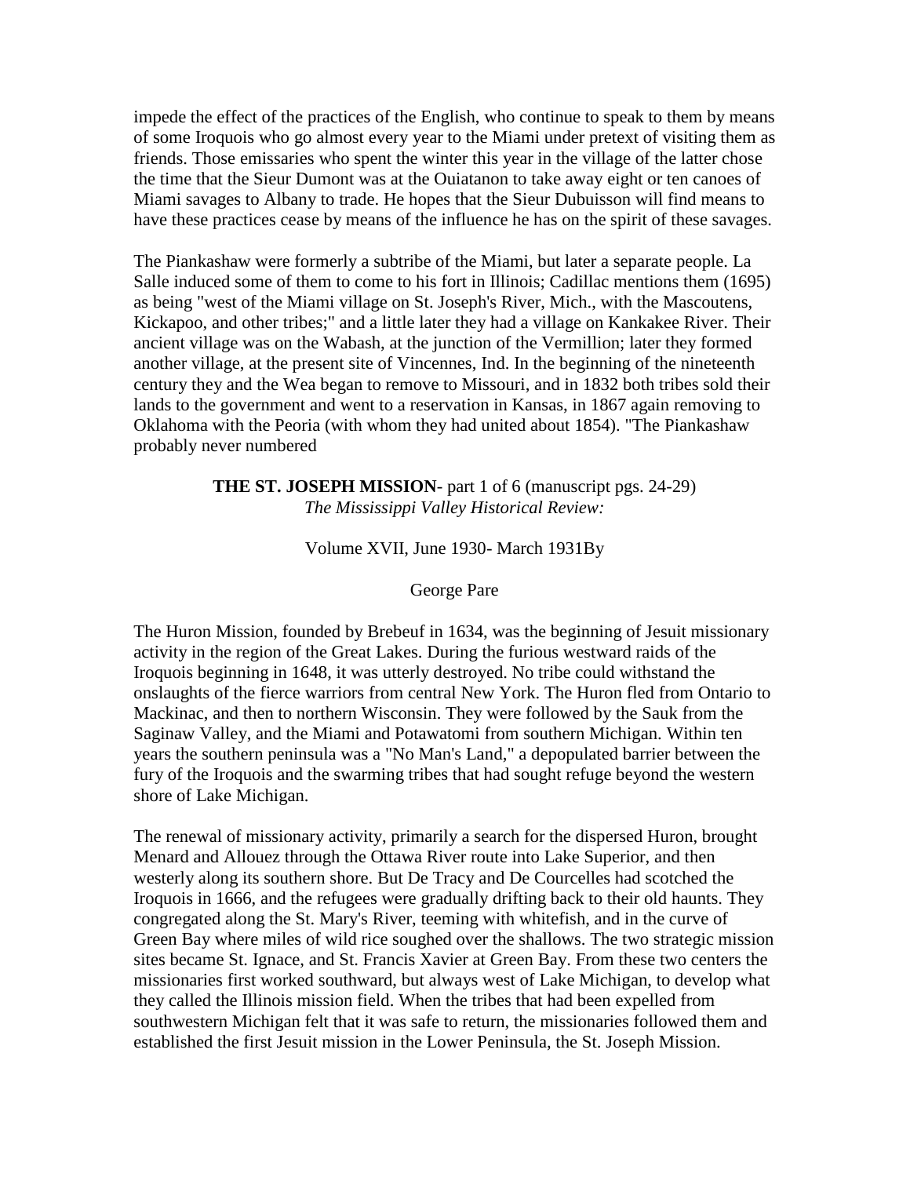impede the effect of the practices of the English, who continue to speak to them by means of some Iroquois who go almost every year to the Miami under pretext of visiting them as friends. Those emissaries who spent the winter this year in the village of the latter chose the time that the Sieur Dumont was at the Ouiatanon to take away eight or ten canoes of Miami savages to Albany to trade. He hopes that the Sieur Dubuisson will find means to have these practices cease by means of the influence he has on the spirit of these savages.

The Piankashaw were formerly a subtribe of the Miami, but later a separate people. La Salle induced some of them to come to his fort in Illinois; Cadillac mentions them (1695) as being "west of the Miami village on St. Joseph's River, Mich., with the Mascoutens, Kickapoo, and other tribes;" and a little later they had a village on Kankakee River. Their ancient village was on the Wabash, at the junction of the Vermillion; later they formed another village, at the present site of Vincennes, Ind. In the beginning of the nineteenth century they and the Wea began to remove to Missouri, and in 1832 both tribes sold their lands to the government and went to a reservation in Kansas, in 1867 again removing to Oklahoma with the Peoria (with whom they had united about 1854). "The Piankashaw probably never numbered

**THE ST. JOSEPH MISSION**- part 1 of 6 (manuscript pgs. 24-29)
*The Mississippi Valley Historical Review:*

Volume XVII, June 1930- March 1931By

George Pare

The Huron Mission, founded by Brebeuf in 1634, was the beginning of Jesuit missionary activity in the region of the Great Lakes. During the furious westward raids of the Iroquois beginning in 1648, it was utterly destroyed. No tribe could withstand the onslaughts of the fierce warriors from central New York. The Huron fled from Ontario to Mackinac, and then to northern Wisconsin. They were followed by the Sauk from the Saginaw Valley, and the Miami and Potawatomi from southern Michigan. Within ten years the southern peninsula was a "No Man's Land," a depopulated barrier between the fury of the Iroquois and the swarming tribes that had sought refuge beyond the western shore of Lake Michigan.

The renewal of missionary activity, primarily a search for the dispersed Huron, brought Menard and Allouez through the Ottawa River route into Lake Superior, and then westerly along its southern shore. But De Tracy and De Courcelles had scotched the Iroquois in 1666, and the refugees were gradually drifting back to their old haunts. They congregated along the St. Mary's River, teeming with whitefish, and in the curve of Green Bay where miles of wild rice soughed over the shallows. The two strategic mission sites became St. Ignace, and St. Francis Xavier at Green Bay. From these two centers the missionaries first worked southward, but always west of Lake Michigan, to develop what they called the Illinois mission field. When the tribes that had been expelled from southwestern Michigan felt that it was safe to return, the missionaries followed them and established the first Jesuit mission in the Lower Peninsula, the St. Joseph Mission.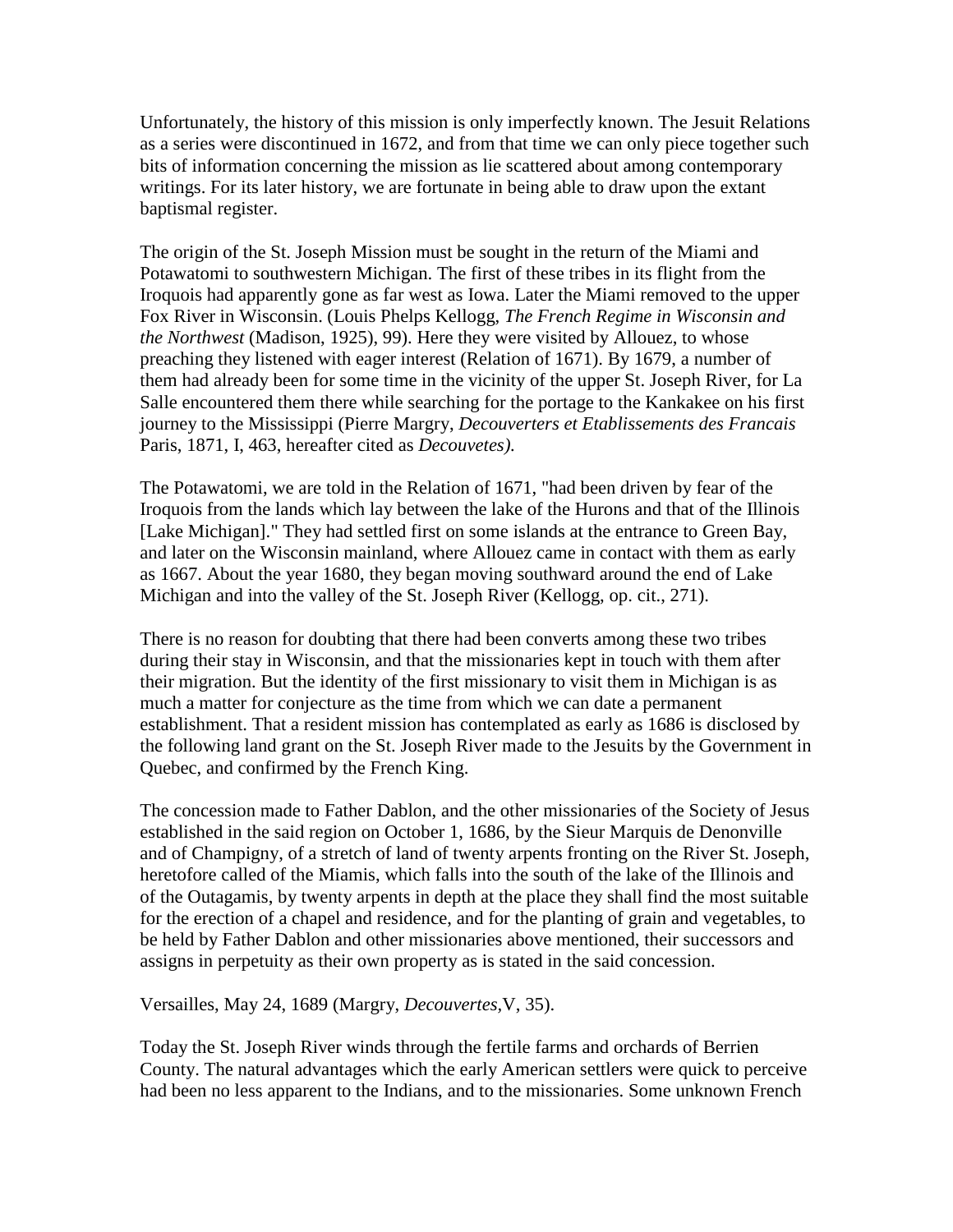Unfortunately, the history of this mission is only imperfectly known. The Jesuit Relations as a series were discontinued in 1672, and from that time we can only piece together such bits of information concerning the mission as lie scattered about among contemporary writings. For its later history, we are fortunate in being able to draw upon the extant baptismal register.

The origin of the St. Joseph Mission must be sought in the return of the Miami and Potawatomi to southwestern Michigan. The first of these tribes in its flight from the Iroquois had apparently gone as far west as Iowa. Later the Miami removed to the upper Fox River in Wisconsin. (Louis Phelps Kellogg, *The French Regime in Wisconsin and the Northwest* (Madison, 1925), 99). Here they were visited by Allouez, to whose preaching they listened with eager interest (Relation of 1671). By 1679, a number of them had already been for some time in the vicinity of the upper St. Joseph River, for La Salle encountered them there while searching for the portage to the Kankakee on his first journey to the Mississippi (Pierre Margry, *Decouverters et Etablissements des Francais* Paris, 1871, I, 463, hereafter cited as *Decouvetes).*

The Potawatomi, we are told in the Relation of 1671, "had been driven by fear of the Iroquois from the lands which lay between the lake of the Hurons and that of the Illinois [Lake Michigan]." They had settled first on some islands at the entrance to Green Bay, and later on the Wisconsin mainland, where Allouez came in contact with them as early as 1667. About the year 1680, they began moving southward around the end of Lake Michigan and into the valley of the St. Joseph River (Kellogg, op. cit., 271).

There is no reason for doubting that there had been converts among these two tribes during their stay in Wisconsin, and that the missionaries kept in touch with them after their migration. But the identity of the first missionary to visit them in Michigan is as much a matter for conjecture as the time from which we can date a permanent establishment. That a resident mission has contemplated as early as 1686 is disclosed by the following land grant on the St. Joseph River made to the Jesuits by the Government in Quebec, and confirmed by the French King.

The concession made to Father Dablon, and the other missionaries of the Society of Jesus established in the said region on October 1, 1686, by the Sieur Marquis de Denonville and of Champigny, of a stretch of land of twenty arpents fronting on the River St. Joseph, heretofore called of the Miamis, which falls into the south of the lake of the Illinois and of the Outagamis, by twenty arpents in depth at the place they shall find the most suitable for the erection of a chapel and residence, and for the planting of grain and vegetables, to be held by Father Dablon and other missionaries above mentioned, their successors and assigns in perpetuity as their own property as is stated in the said concession.

Versailles, May 24, 1689 (Margry, *Decouvertes,*V, 35).

Today the St. Joseph River winds through the fertile farms and orchards of Berrien County. The natural advantages which the early American settlers were quick to perceive had been no less apparent to the Indians, and to the missionaries. Some unknown French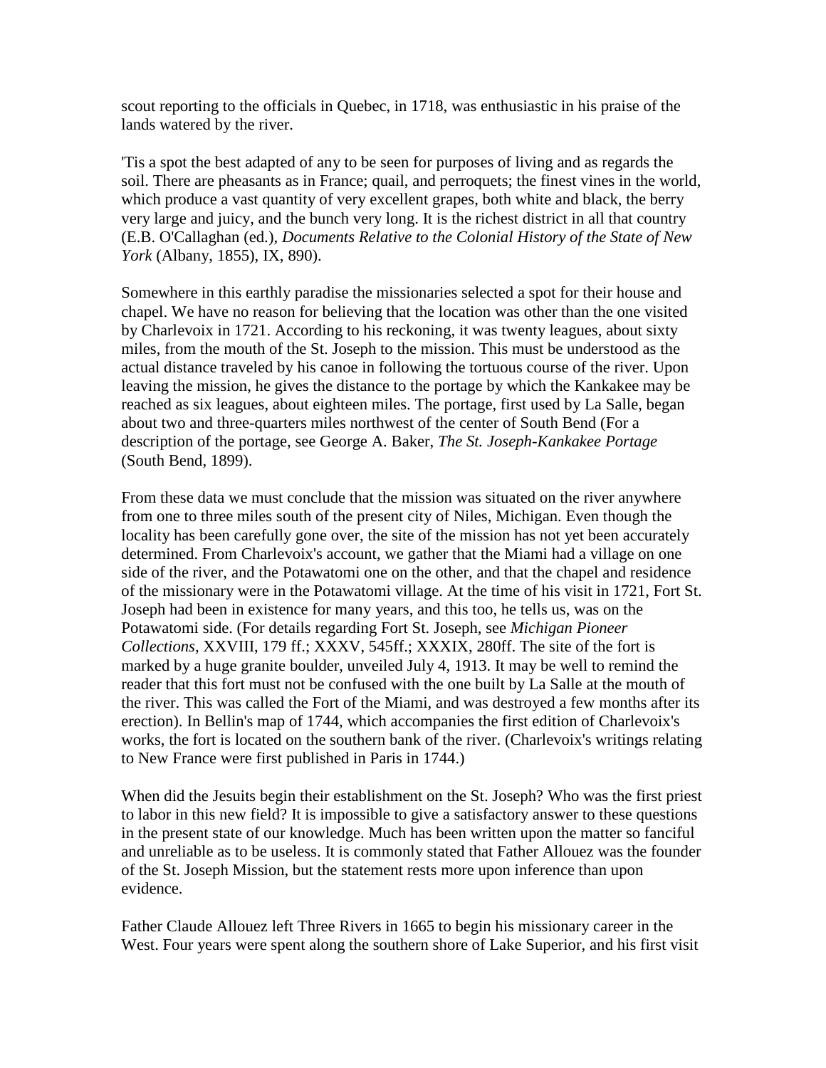scout reporting to the officials in Quebec, in 1718, was enthusiastic in his praise of the lands watered by the river.

'Tis a spot the best adapted of any to be seen for purposes of living and as regards the soil. There are pheasants as in France; quail, and perroquets; the finest vines in the world, which produce a vast quantity of very excellent grapes, both white and black, the berry very large and juicy, and the bunch very long. It is the richest district in all that country (E.B. O'Callaghan (ed.), *Documents Relative to the Colonial History of the State of New York* (Albany, 1855), IX, 890).

Somewhere in this earthly paradise the missionaries selected a spot for their house and chapel. We have no reason for believing that the location was other than the one visited by Charlevoix in 1721. According to his reckoning, it was twenty leagues, about sixty miles, from the mouth of the St. Joseph to the mission. This must be understood as the actual distance traveled by his canoe in following the tortuous course of the river. Upon leaving the mission, he gives the distance to the portage by which the Kankakee may be reached as six leagues, about eighteen miles. The portage, first used by La Salle, began about two and three-quarters miles northwest of the center of South Bend (For a description of the portage, see George A. Baker, *The St. Joseph-Kankakee Portage* (South Bend, 1899).

From these data we must conclude that the mission was situated on the river anywhere from one to three miles south of the present city of Niles, Michigan. Even though the locality has been carefully gone over, the site of the mission has not yet been accurately determined. From Charlevoix's account, we gather that the Miami had a village on one side of the river, and the Potawatomi one on the other, and that the chapel and residence of the missionary were in the Potawatomi village. At the time of his visit in 1721, Fort St. Joseph had been in existence for many years, and this too, he tells us, was on the Potawatomi side. (For details regarding Fort St. Joseph, see *Michigan Pioneer Collections,* XXVIII, 179 ff.; XXXV, 545ff.; XXXIX, 280ff. The site of the fort is marked by a huge granite boulder, unveiled July 4, 1913. It may be well to remind the reader that this fort must not be confused with the one built by La Salle at the mouth of the river. This was called the Fort of the Miami, and was destroyed a few months after its erection). In Bellin's map of 1744, which accompanies the first edition of Charlevoix's works, the fort is located on the southern bank of the river. (Charlevoix's writings relating to New France were first published in Paris in 1744.)

When did the Jesuits begin their establishment on the St. Joseph? Who was the first priest to labor in this new field? It is impossible to give a satisfactory answer to these questions in the present state of our knowledge. Much has been written upon the matter so fanciful and unreliable as to be useless. It is commonly stated that Father Allouez was the founder of the St. Joseph Mission, but the statement rests more upon inference than upon evidence.

Father Claude Allouez left Three Rivers in 1665 to begin his missionary career in the West. Four years were spent along the southern shore of Lake Superior, and his first visit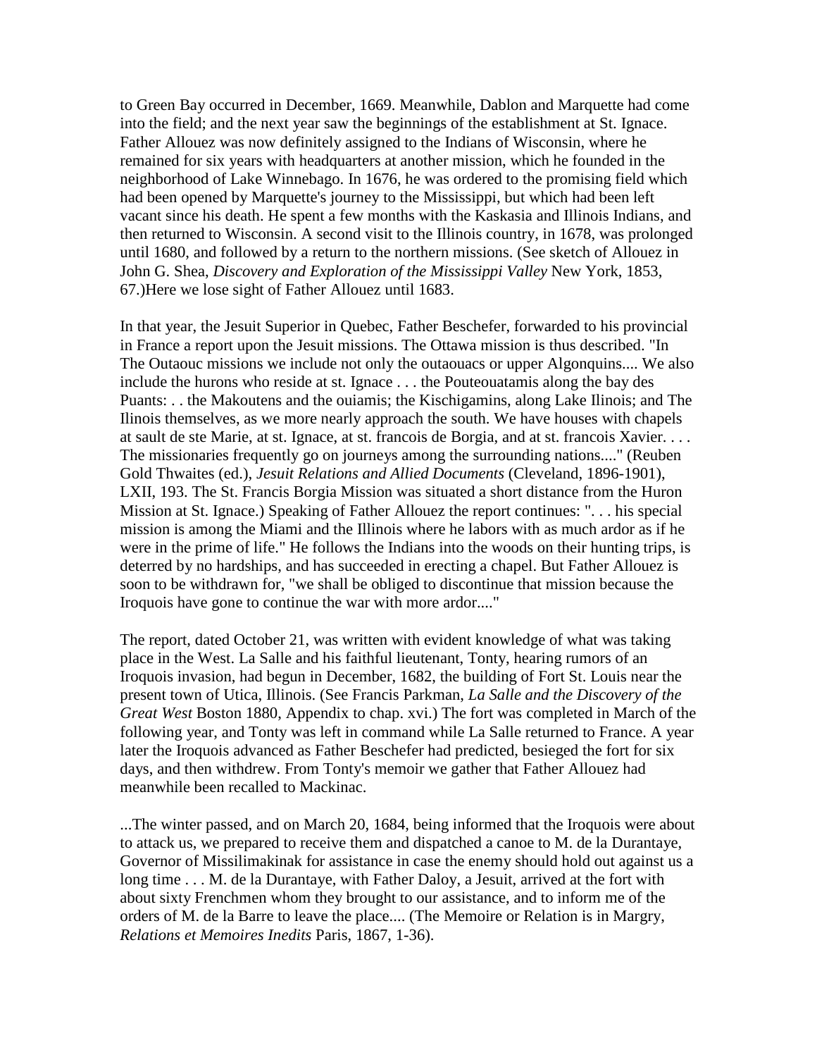to Green Bay occurred in December, 1669. Meanwhile, Dablon and Marquette had come into the field; and the next year saw the beginnings of the establishment at St. Ignace. Father Allouez was now definitely assigned to the Indians of Wisconsin, where he remained for six years with headquarters at another mission, which he founded in the neighborhood of Lake Winnebago. In 1676, he was ordered to the promising field which had been opened by Marquette's journey to the Mississippi, but which had been left vacant since his death. He spent a few months with the Kaskasia and Illinois Indians, and then returned to Wisconsin. A second visit to the Illinois country, in 1678, was prolonged until 1680, and followed by a return to the northern missions. (See sketch of Allouez in John G. Shea, *Discovery and Exploration of the Mississippi Valley* New York, 1853, 67.)Here we lose sight of Father Allouez until 1683.

In that year, the Jesuit Superior in Quebec, Father Beschefer, forwarded to his provincial in France a report upon the Jesuit missions. The Ottawa mission is thus described. "In The Outaouc missions we include not only the outaouacs or upper Algonquins.... We also include the hurons who reside at st. Ignace . . . the Pouteouatamis along the bay des Puants: . . the Makoutens and the ouiamis; the Kischigamins, along Lake Ilinois; and The Ilinois themselves, as we more nearly approach the south. We have houses with chapels at sault de ste Marie, at st. Ignace, at st. francois de Borgia, and at st. francois Xavier. . . . The missionaries frequently go on journeys among the surrounding nations...." (Reuben Gold Thwaites (ed.), *Jesuit Relations and Allied Documents* (Cleveland, 1896-1901), LXII, 193. The St. Francis Borgia Mission was situated a short distance from the Huron Mission at St. Ignace.) Speaking of Father Allouez the report continues: ". . . his special mission is among the Miami and the Illinois where he labors with as much ardor as if he were in the prime of life." He follows the Indians into the woods on their hunting trips, is deterred by no hardships, and has succeeded in erecting a chapel. But Father Allouez is soon to be withdrawn for, "we shall be obliged to discontinue that mission because the Iroquois have gone to continue the war with more ardor...."

The report, dated October 21, was written with evident knowledge of what was taking place in the West. La Salle and his faithful lieutenant, Tonty, hearing rumors of an Iroquois invasion, had begun in December, 1682, the building of Fort St. Louis near the present town of Utica, Illinois. (See Francis Parkman, *La Salle and the Discovery of the Great West* Boston 1880, Appendix to chap. xvi.) The fort was completed in March of the following year, and Tonty was left in command while La Salle returned to France. A year later the Iroquois advanced as Father Beschefer had predicted, besieged the fort for six days, and then withdrew. From Tonty's memoir we gather that Father Allouez had meanwhile been recalled to Mackinac.

...The winter passed, and on March 20, 1684, being informed that the Iroquois were about to attack us, we prepared to receive them and dispatched a canoe to M. de la Durantaye, Governor of Missilimakinak for assistance in case the enemy should hold out against us a long time . . . M. de la Durantaye, with Father Daloy, a Jesuit, arrived at the fort with about sixty Frenchmen whom they brought to our assistance, and to inform me of the orders of M. de la Barre to leave the place.... (The Memoire or Relation is in Margry, *Relations et Memoires Inedits* Paris, 1867, 1-36).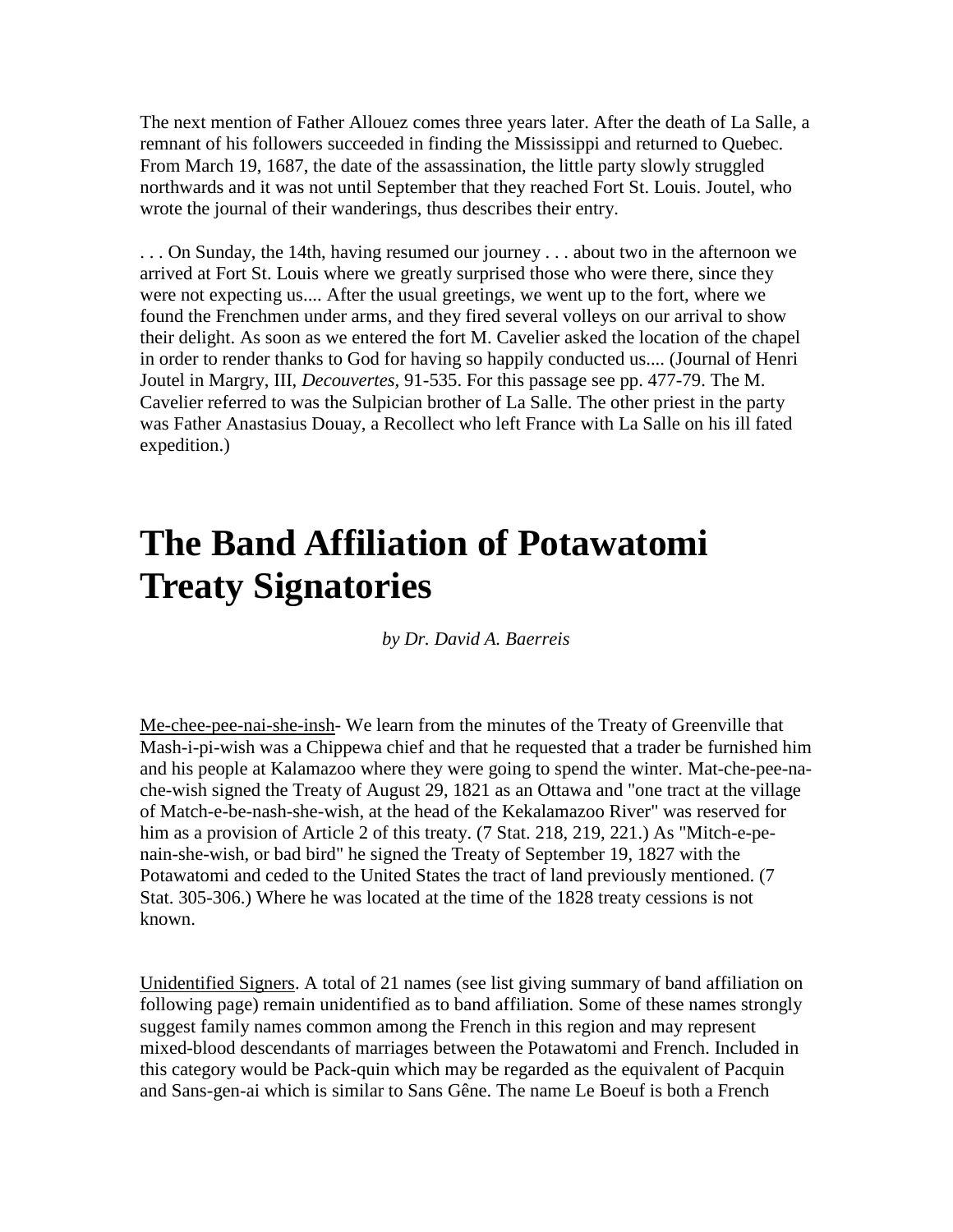The next mention of Father Allouez comes three years later. After the death of La Salle, a remnant of his followers succeeded in finding the Mississippi and returned to Quebec. From March 19, 1687, the date of the assassination, the little party slowly struggled northwards and it was not until September that they reached Fort St. Louis. Joutel, who wrote the journal of their wanderings, thus describes their entry.

. . . On Sunday, the 14th, having resumed our journey . . . about two in the afternoon we arrived at Fort St. Louis where we greatly surprised those who were there, since they were not expecting us.... After the usual greetings, we went up to the fort, where we found the Frenchmen under arms, and they fired several volleys on our arrival to show their delight. As soon as we entered the fort M. Cavelier asked the location of the chapel in order to render thanks to God for having so happily conducted us.... (Journal of Henri Joutel in Margry, III, *Decouvertes,* 91-535. For this passage see pp. 477-79. The M. Cavelier referred to was the Sulpician brother of La Salle. The other priest in the party was Father Anastasius Douay, a Recollect who left France with La Salle on his ill fated expedition.)

# The Band Affiliation of Potawatomi Treaty Signatories

*by Dr. David A. Baerreis*

Me-chee-pee-nai-she-insh- We learn from the minutes of the Treaty of Greenville that Mash-i-pi-wish was a Chippewa chief and that he requested that a trader be furnished him and his people at Kalamazoo where they were going to spend the winter. Mat-che-pee-na-che-wish signed the Treaty of August 29, 1821 as an Ottawa and "one tract at the village of Match-e-be-nash-she-wish, at the head of the Kekalamazoo River" was reserved for him as a provision of Article 2 of this treaty. (7 Stat. 218, 219, 221.) As "Mitch-e-pe-nain-she-wish, or bad bird" he signed the Treaty of September 19, 1827 with the Potawatomi and ceded to the United States the tract of land previously mentioned. (7 Stat. 305-306.) Where he was located at the time of the 1828 treaty cessions is not known.

Unidentified Signers. A total of 21 names (see list giving summary of band affiliation on following page) remain unidentified as to band affiliation. Some of these names strongly suggest family names common among the French in this region and may represent mixed-blood descendants of marriages between the Potawatomi and French. Included in this category would be Pack-quin which may be regarded as the equivalent of Pacquin and Sans-gen-ai which is similar to Sans Gêne. The name Le Boeuf is both a French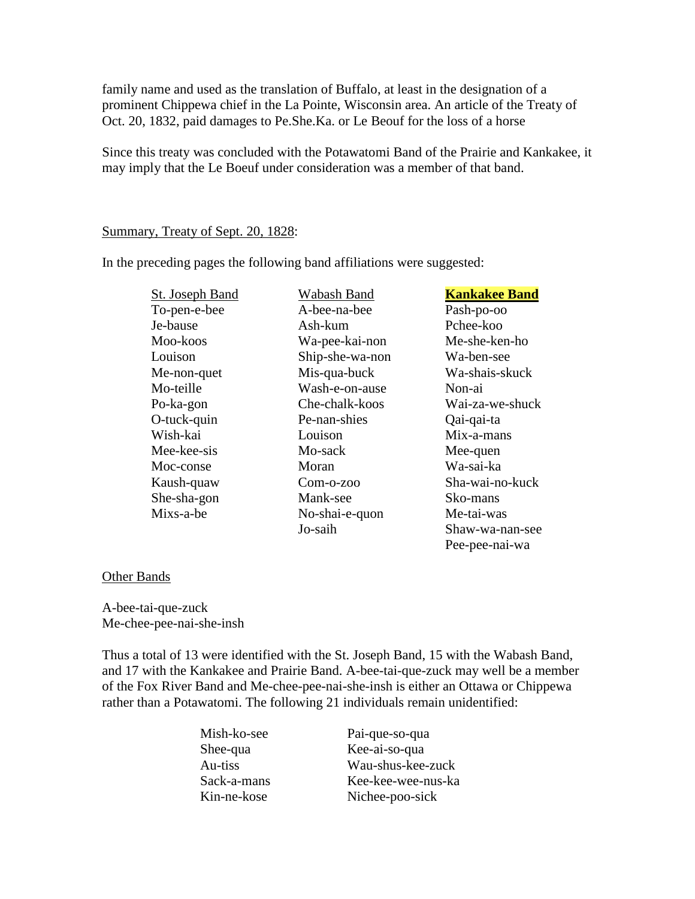family name and used as the translation of Buffalo, at least in the designation of a prominent Chippewa chief in the La Pointe, Wisconsin area. An article of the Treaty of Oct. 20, 1832, paid damages to Pe.She.Ka. or Le Beouf for the loss of a horse

Since this treaty was concluded with the Potawatomi Band of the Prairie and Kankakee, it may imply that the Le Boeuf under consideration was a member of that band.

Summary, Treaty of Sept. 20, 1828:

In the preceding pages the following band affiliations were suggested:

| St. Joseph Band | Wabash Band | **Kankakee Band** |
|---|---|---|
| To-pen-e-bee | A-bee-na-bee | Pash-po-oo |
| Je-bause | Ash-kum | Pchee-koo |
| Moo-koos | Wa-pee-kai-non | Me-she-ken-ho |
| Louison | Ship-she-wa-non | Wa-ben-see |
| Me-non-quet | Mis-qua-buck | Wa-shais-skuck |
| Mo-teille | Wash-e-on-ause | Non-ai |
| Po-ka-gon | Che-chalk-koos | Wai-za-we-shuck |
| O-tuck-quin | Pe-nan-shies | Qai-qai-ta |
| Wish-kai | Louison | Mix-a-mans |
| Mee-kee-sis | Mo-sack | Mee-quen |
| Moc-conse | Moran | Wa-sai-ka |
| Kaush-quaw | Com-o-zoo | Sha-wai-no-kuck |
| She-sha-gon | Mank-see | Sko-mans |
| Mixs-a-be | No-shai-e-quon | Me-tai-was |
| | Jo-saih | Shaw-wa-nan-see |
| | | Pee-pee-nai-wa |

Other Bands

A-bee-tai-que-zuck
Me-chee-pee-nai-she-insh

Thus a total of 13 were identified with the St. Joseph Band, 15 with the Wabash Band, and 17 with the Kankakee and Prairie Band. A-bee-tai-que-zuck may well be a member of the Fox River Band and Me-chee-pee-nai-she-insh is either an Ottawa or Chippewa rather than a Potawatomi. The following 21 individuals remain unidentified:

| | |
|---|---|
| Mish-ko-see | Pai-que-so-qua |
| Shee-qua | Kee-ai-so-qua |
| Au-tiss | Wau-shus-kee-zuck |
| Sack-a-mans | Kee-kee-wee-nus-ka |
| Kin-ne-kose | Nichee-poo-sick |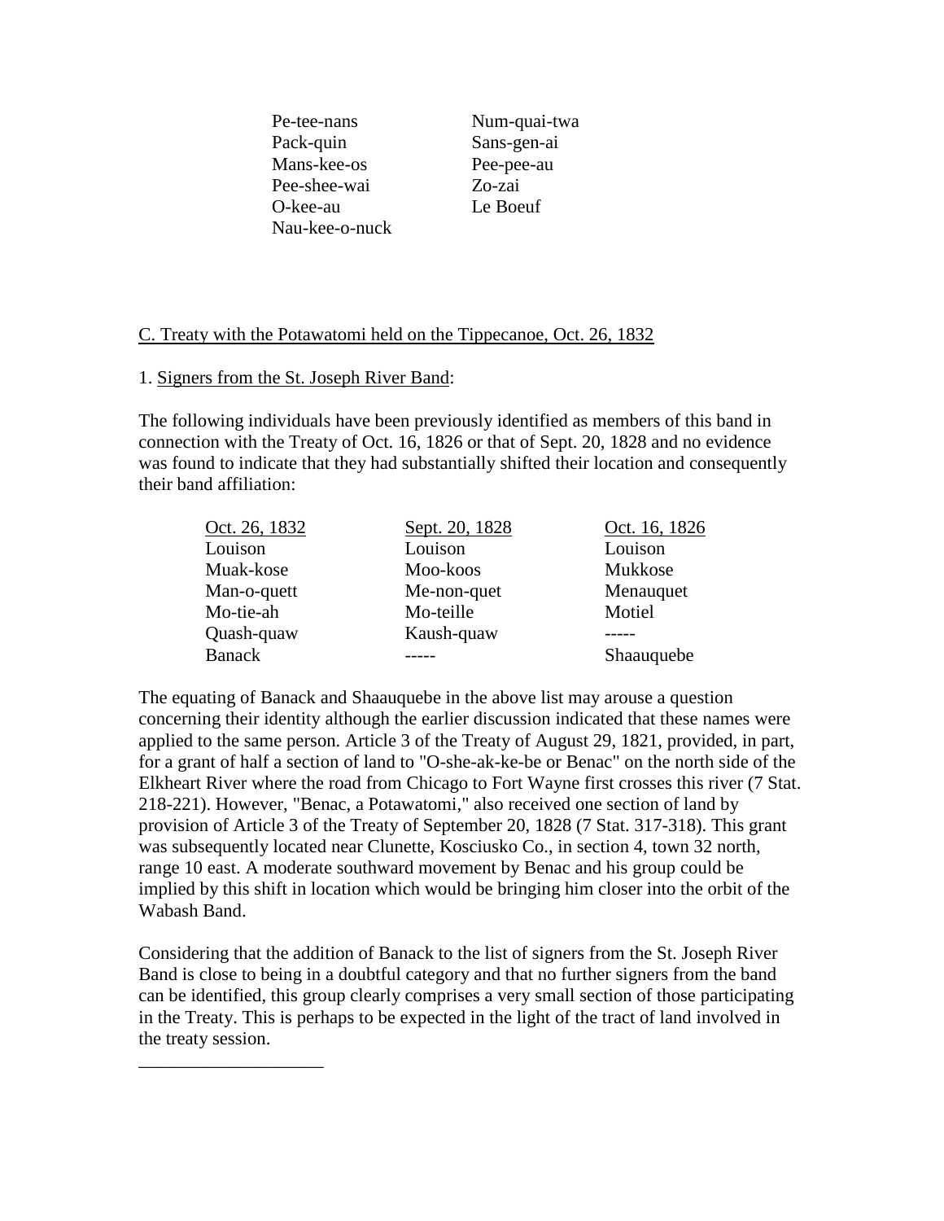| | |
|---|---|
| Pe-tee-nans | Num-quai-twa |
| Pack-quin | Sans-gen-ai |
| Mans-kee-os | Pee-pee-au |
| Pee-shee-wai | Zo-zai |
| O-kee-au | Le Boeuf |
| Nau-kee-o-nuck | |

C. Treaty with the Potawatomi held on the Tippecanoe, Oct. 26, 1832

1. Signers from the St. Joseph River Band:

The following individuals have been previously identified as members of this band in connection with the Treaty of Oct. 16, 1826 or that of Sept. 20, 1828 and no evidence was found to indicate that they had substantially shifted their location and consequently their band affiliation:

| Oct. 26, 1832 | Sept. 20, 1828 | Oct. 16, 1826 |
|---|---|---|
| Louison | Louison | Louison |
| Muak-kose | Moo-koos | Mukkose |
| Man-o-quett | Me-non-quet | Menauquet |
| Mo-tie-ah | Mo-teille | Motiel |
| Quash-quaw | Kaush-quaw | ----- |
| Banack | ----- | Shaauquebe |

The equating of Banack and Shaauquebe in the above list may arouse a question concerning their identity although the earlier discussion indicated that these names were applied to the same person. Article 3 of the Treaty of August 29, 1821, provided, in part, for a grant of half a section of land to "O-she-ak-ke-be or Benac" on the north side of the Elkheart River where the road from Chicago to Fort Wayne first crosses this river (7 Stat. 218-221). However, "Benac, a Potawatomi," also received one section of land by provision of Article 3 of the Treaty of September 20, 1828 (7 Stat. 317-318). This grant was subsequently located near Clunette, Kosciusko Co., in section 4, town 32 north, range 10 east. A moderate southward movement by Benac and his group could be implied by this shift in location which would be bringing him closer into the orbit of the Wabash Band.

Considering that the addition of Banack to the list of signers from the St. Joseph River Band is close to being in a doubtful category and that no further signers from the band can be identified, this group clearly comprises a very small section of those participating in the Treaty. This is perhaps to be expected in the light of the tract of land involved in the treaty session.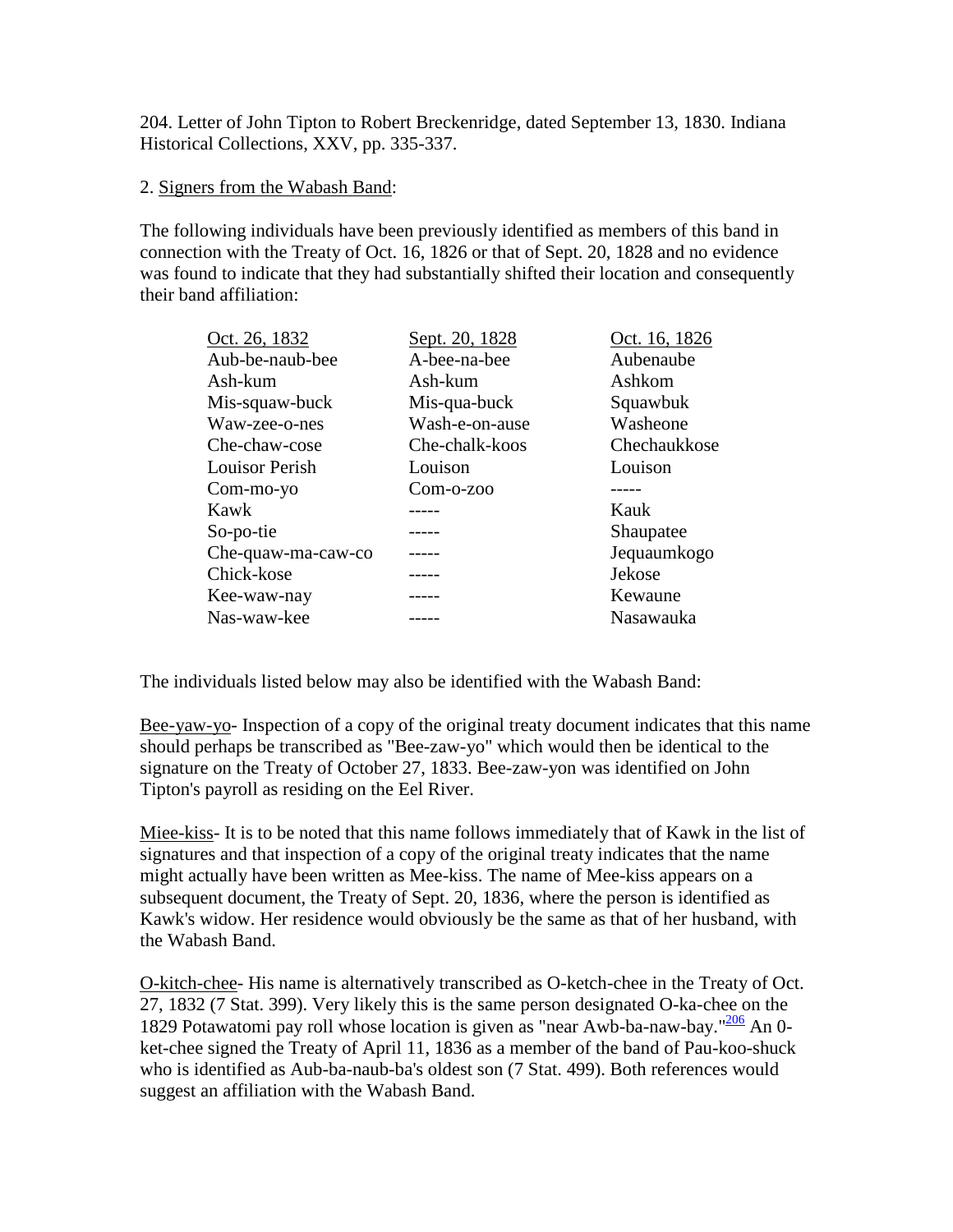204. Letter of John Tipton to Robert Breckenridge, dated September 13, 1830. Indiana Historical Collections, XXV, pp. 335-337.

2. Signers from the Wabash Band:

The following individuals have been previously identified as members of this band in connection with the Treaty of Oct. 16, 1826 or that of Sept. 20, 1828 and no evidence was found to indicate that they had substantially shifted their location and consequently their band affiliation:

| Oct. 26, 1832 | Sept. 20, 1828 | Oct. 16, 1826 |
|---|---|---|
| Aub-be-naub-bee | A-bee-na-bee | Aubenaube |
| Ash-kum | Ash-kum | Ashkom |
| Mis-squaw-buck | Mis-qua-buck | Squawbuk |
| Waw-zee-o-nes | Wash-e-on-ause | Washeone |
| Che-chaw-cose | Che-chalk-koos | Chechaukkose |
| Louisor Perish | Louison | Louison |
| Com-mo-yo | Com-o-zoo | ----- |
| Kawk | ----- | Kauk |
| So-po-tie | ----- | Shaupatee |
| Che-quaw-ma-caw-co | ----- | Jequaumkogo |
| Chick-kose | ----- | Jekose |
| Kee-waw-nay | ----- | Kewaune |
| Nas-waw-kee | ----- | Nasawauka |

The individuals listed below may also be identified with the Wabash Band:

Bee-yaw-yo- Inspection of a copy of the original treaty document indicates that this name should perhaps be transcribed as "Bee-zaw-yo" which would then be identical to the signature on the Treaty of October 27, 1833. Bee-zaw-yon was identified on John Tipton's payroll as residing on the Eel River.

Miee-kiss- It is to be noted that this name follows immediately that of Kawk in the list of signatures and that inspection of a copy of the original treaty indicates that the name might actually have been written as Mee-kiss. The name of Mee-kiss appears on a subsequent document, the Treaty of Sept. 20, 1836, where the person is identified as Kawk's widow. Her residence would obviously be the same as that of her husband, with the Wabash Band.

O-kitch-chee- His name is alternatively transcribed as O-ketch-chee in the Treaty of Oct. 27, 1832 (7 Stat. 399). Very likely this is the same person designated O-ka-chee on the 1829 Potawatomi pay roll whose location is given as "near Awb-ba-naw-bay."[206] An 0-ket-chee signed the Treaty of April 11, 1836 as a member of the band of Pau-koo-shuck who is identified as Aub-ba-naub-ba's oldest son (7 Stat. 499). Both references would suggest an affiliation with the Wabash Band.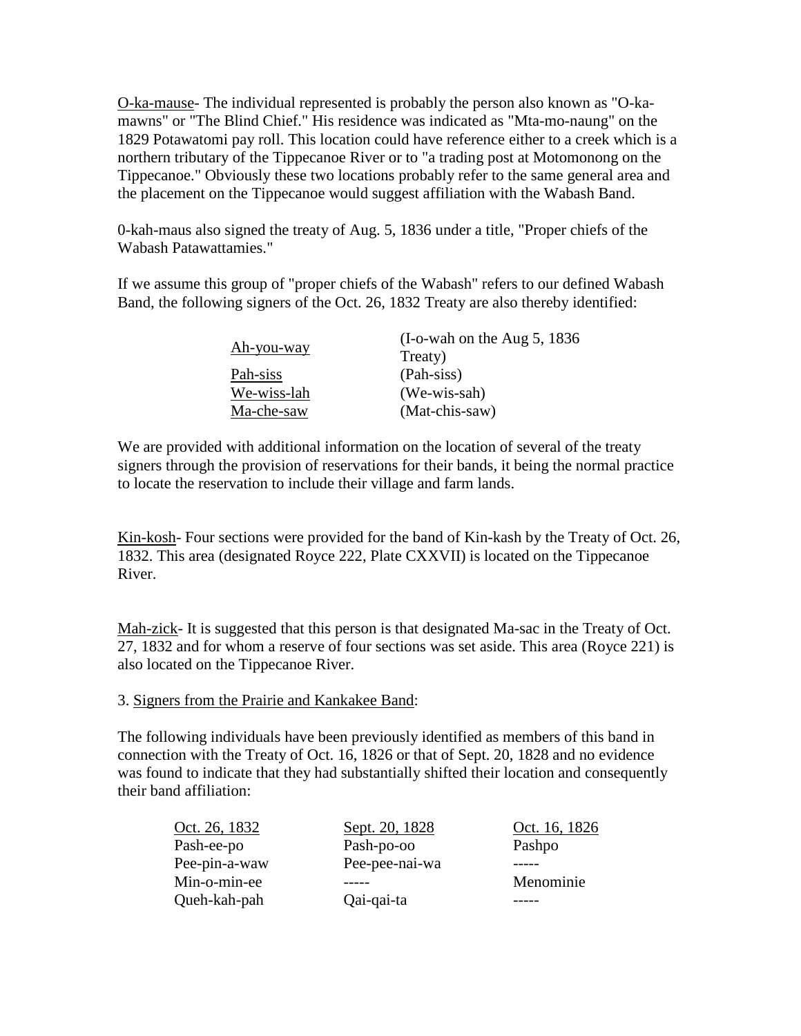<u>O-ka-mause</u>- The individual represented is probably the person also known as "O-ka-mawns" or "The Blind Chief." His residence was indicated as "Mta-mo-naung" on the 1829 Potawatomi pay roll. This location could have reference either to a creek which is a northern tributary of the Tippecanoe River or to "a trading post at Motomonong on the Tippecanoe." Obviously these two locations probably refer to the same general area and the placement on the Tippecanoe would suggest affiliation with the Wabash Band.

0-kah-maus also signed the treaty of Aug. 5, 1836 under a title, "Proper chiefs of the Wabash Patawattamies."

If we assume this group of "proper chiefs of the Wabash" refers to our defined Wabash Band, the following signers of the Oct. 26, 1832 Treaty are also thereby identified:

| | |
|---|---|
| <u>Ah-you-way</u> | (I-o-wah on the Aug 5, 1836 Treaty) |
| <u>Pah-siss</u> | (Pah-siss) |
| <u>We-wiss-lah</u> | (We-wis-sah) |
| <u>Ma-che-saw</u> | (Mat-chis-saw) |

We are provided with additional information on the location of several of the treaty signers through the provision of reservations for their bands, it being the normal practice to locate the reservation to include their village and farm lands.

<u>Kin-kosh</u>- Four sections were provided for the band of Kin-kash by the Treaty of Oct. 26, 1832. This area (designated Royce 222, Plate CXXVII) is located on the Tippecanoe River.

<u>Mah-zick</u>- It is suggested that this person is that designated Ma-sac in the Treaty of Oct. 27, 1832 and for whom a reserve of four sections was set aside. This area (Royce 221) is also located on the Tippecanoe River.

3. <u>Signers from the Prairie and Kankakee Band</u>:

The following individuals have been previously identified as members of this band in connection with the Treaty of Oct. 16, 1826 or that of Sept. 20, 1828 and no evidence was found to indicate that they had substantially shifted their location and consequently their band affiliation:

| Oct. 26, 1832 | Sept. 20, 1828 | Oct. 16, 1826 |
|---|---|---|
| Pash-ee-po | Pash-po-oo | Pashpo |
| Pee-pin-a-waw | Pee-pee-nai-wa | ----- |
| Min-o-min-ee | ----- | Menominie |
| Queh-kah-pah | Qai-qai-ta | ----- |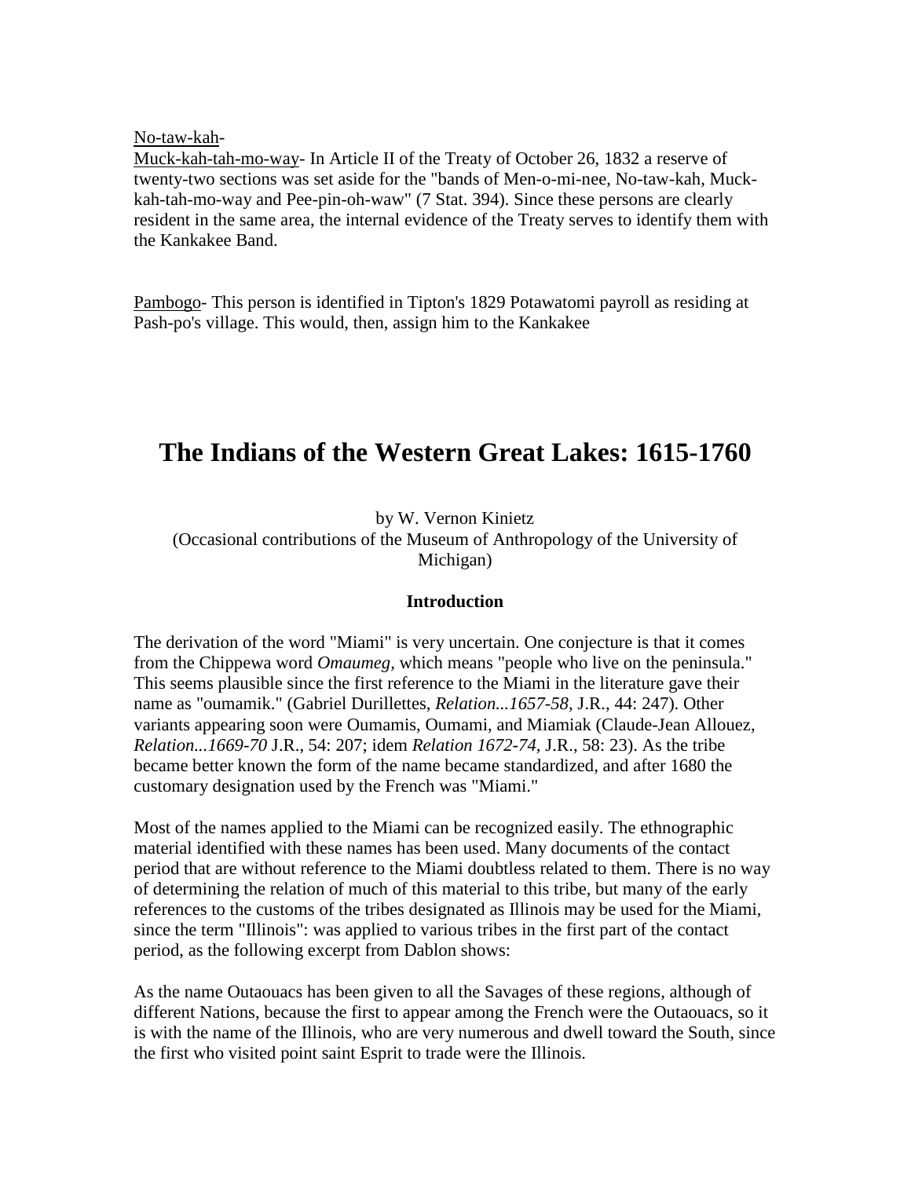No-taw-kah-

Muck-kah-tah-mo-way- In Article II of the Treaty of October 26, 1832 a reserve of twenty-two sections was set aside for the "bands of Men-o-mi-nee, No-taw-kah, Muck-kah-tah-mo-way and Pee-pin-oh-waw" (7 Stat. 394). Since these persons are clearly resident in the same area, the internal evidence of the Treaty serves to identify them with the Kankakee Band.

Pambogo- This person is identified in Tipton's 1829 Potawatomi payroll as residing at Pash-po's village. This would, then, assign him to the Kankakee

# The Indians of the Western Great Lakes: 1615-1760

by W. Vernon Kinietz
(Occasional contributions of the Museum of Anthropology of the University of Michigan)

**Introduction**

The derivation of the word "Miami" is very uncertain. One conjecture is that it comes from the Chippewa word *Omaumeg,* which means "people who live on the peninsula." This seems plausible since the first reference to the Miami in the literature gave their name as "oumamik." (Gabriel Durillettes, *Relation...1657-58,* J.R., 44: 247). Other variants appearing soon were Oumamis, Oumami, and Miamiak (Claude-Jean Allouez, *Relation...1669-70* J.R., 54: 207; idem *Relation 1672-74,* J.R., 58: 23). As the tribe became better known the form of the name became standardized, and after 1680 the customary designation used by the French was "Miami."

Most of the names applied to the Miami can be recognized easily. The ethnographic material identified with these names has been used. Many documents of the contact period that are without reference to the Miami doubtless related to them. There is no way of determining the relation of much of this material to this tribe, but many of the early references to the customs of the tribes designated as Illinois may be used for the Miami, since the term "Illinois": was applied to various tribes in the first part of the contact period, as the following excerpt from Dablon shows:

As the name Outaouacs has been given to all the Savages of these regions, although of different Nations, because the first to appear among the French were the Outaouacs, so it is with the name of the Illinois, who are very numerous and dwell toward the South, since the first who visited point saint Esprit to trade were the Illinois.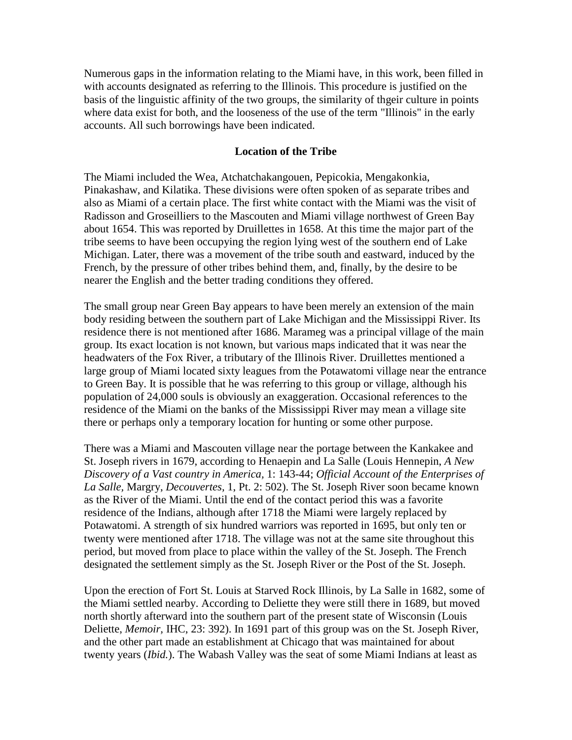Numerous gaps in the information relating to the Miami have, in this work, been filled in with accounts designated as referring to the Illinois. This procedure is justified on the basis of the linguistic affinity of the two groups, the similarity of thgeir culture in points where data exist for both, and the looseness of the use of the term "Illinois" in the early accounts. All such borrowings have been indicated.

### Location of the Tribe

The Miami included the Wea, Atchatchakangouen, Pepicokia, Mengakonkia, Pinakashaw, and Kilatika. These divisions were often spoken of as separate tribes and also as Miami of a certain place. The first white contact with the Miami was the visit of Radisson and Groseilliers to the Mascouten and Miami village northwest of Green Bay about 1654. This was reported by Druillettes in 1658. At this time the major part of the tribe seems to have been occupying the region lying west of the southern end of Lake Michigan. Later, there was a movement of the tribe south and eastward, induced by the French, by the pressure of other tribes behind them, and, finally, by the desire to be nearer the English and the better trading conditions they offered.

The small group near Green Bay appears to have been merely an extension of the main body residing between the southern part of Lake Michigan and the Mississippi River. Its residence there is not mentioned after 1686. Marameg was a principal village of the main group. Its exact location is not known, but various maps indicated that it was near the headwaters of the Fox River, a tributary of the Illinois River. Druillettes mentioned a large group of Miami located sixty leagues from the Potawatomi village near the entrance to Green Bay. It is possible that he was referring to this group or village, although his population of 24,000 souls is obviously an exaggeration. Occasional references to the residence of the Miami on the banks of the Mississippi River may mean a village site there or perhaps only a temporary location for hunting or some other purpose.

There was a Miami and Mascouten village near the portage between the Kankakee and St. Joseph rivers in 1679, according to Henaepin and La Salle (Louis Hennepin, *A New Discovery of a Vast country in America,* 1: 143-44; *Official Account of the Enterprises of La Salle,* Margry, *Decouvertes*, 1, Pt. 2: 502). The St. Joseph River soon became known as the River of the Miami. Until the end of the contact period this was a favorite residence of the Indians, although after 1718 the Miami were largely replaced by Potawatomi. A strength of six hundred warriors was reported in 1695, but only ten or twenty were mentioned after 1718. The village was not at the same site throughout this period, but moved from place to place within the valley of the St. Joseph. The French designated the settlement simply as the St. Joseph River or the Post of the St. Joseph.

Upon the erection of Fort St. Louis at Starved Rock Illinois, by La Salle in 1682, some of the Miami settled nearby. According to Deliette they were still there in 1689, but moved north shortly afterward into the southern part of the present state of Wisconsin (Louis Deliette, *Memoir,* IHC, 23: 392). In 1691 part of this group was on the St. Joseph River, and the other part made an establishment at Chicago that was maintained for about twenty years (*Ibid.*). The Wabash Valley was the seat of some Miami Indians at least as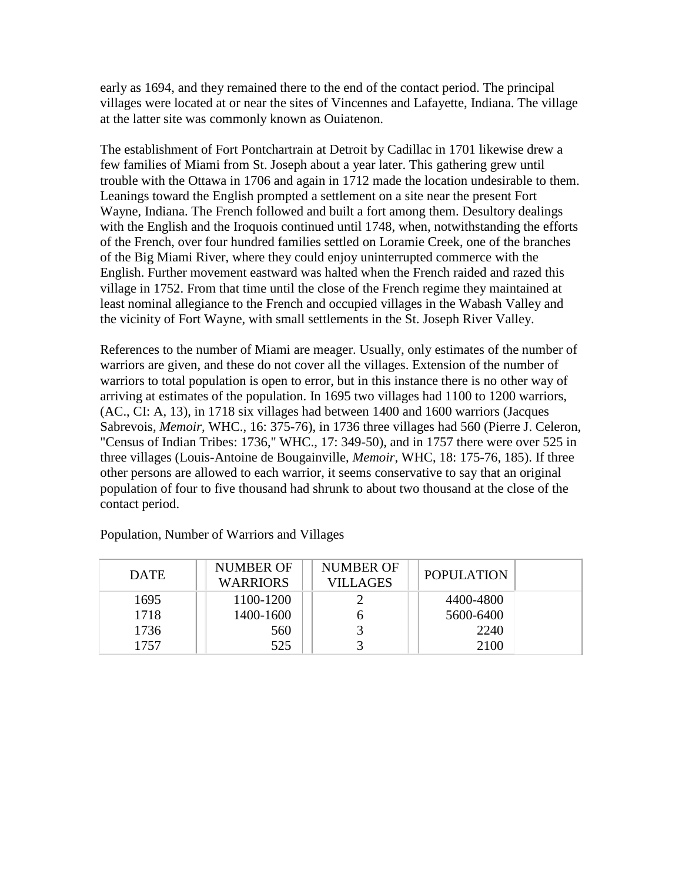early as 1694, and they remained there to the end of the contact period. The principal villages were located at or near the sites of Vincennes and Lafayette, Indiana. The village at the latter site was commonly known as Ouiatenon.

The establishment of Fort Pontchartrain at Detroit by Cadillac in 1701 likewise drew a few families of Miami from St. Joseph about a year later. This gathering grew until trouble with the Ottawa in 1706 and again in 1712 made the location undesirable to them. Leanings toward the English prompted a settlement on a site near the present Fort Wayne, Indiana. The French followed and built a fort among them. Desultory dealings with the English and the Iroquois continued until 1748, when, notwithstanding the efforts of the French, over four hundred families settled on Loramie Creek, one of the branches of the Big Miami River, where they could enjoy uninterrupted commerce with the English. Further movement eastward was halted when the French raided and razed this village in 1752. From that time until the close of the French regime they maintained at least nominal allegiance to the French and occupied villages in the Wabash Valley and the vicinity of Fort Wayne, with small settlements in the St. Joseph River Valley.

References to the number of Miami are meager. Usually, only estimates of the number of warriors are given, and these do not cover all the villages. Extension of the number of warriors to total population is open to error, but in this instance there is no other way of arriving at estimates of the population. In 1695 two villages had 1100 to 1200 warriors, (AC., CI: A, 13), in 1718 six villages had between 1400 and 1600 warriors (Jacques Sabrevois, *Memoir,* WHC., 16: 375-76), in 1736 three villages had 560 (Pierre J. Celeron, "Census of Indian Tribes: 1736," WHC., 17: 349-50), and in 1757 there were over 525 in three villages (Louis-Antoine de Bougainville, *Memoir*, WHC, 18: 175-76, 185). If three other persons are allowed to each warrior, it seems conservative to say that an original population of four to five thousand had shrunk to about two thousand at the close of the contact period.

Population, Number of Warriors and Villages

| DATE | NUMBER OF WARRIORS | NUMBER OF VILLAGES | POPULATION |
|---|---|---|---|
| 1695 | 1100-1200 | 2 | 4400-4800 |
| 1718 | 1400-1600 | 6 | 5600-6400 |
| 1736 | 560 | 3 | 2240 |
| 1757 | 525 | 3 | 2100 |